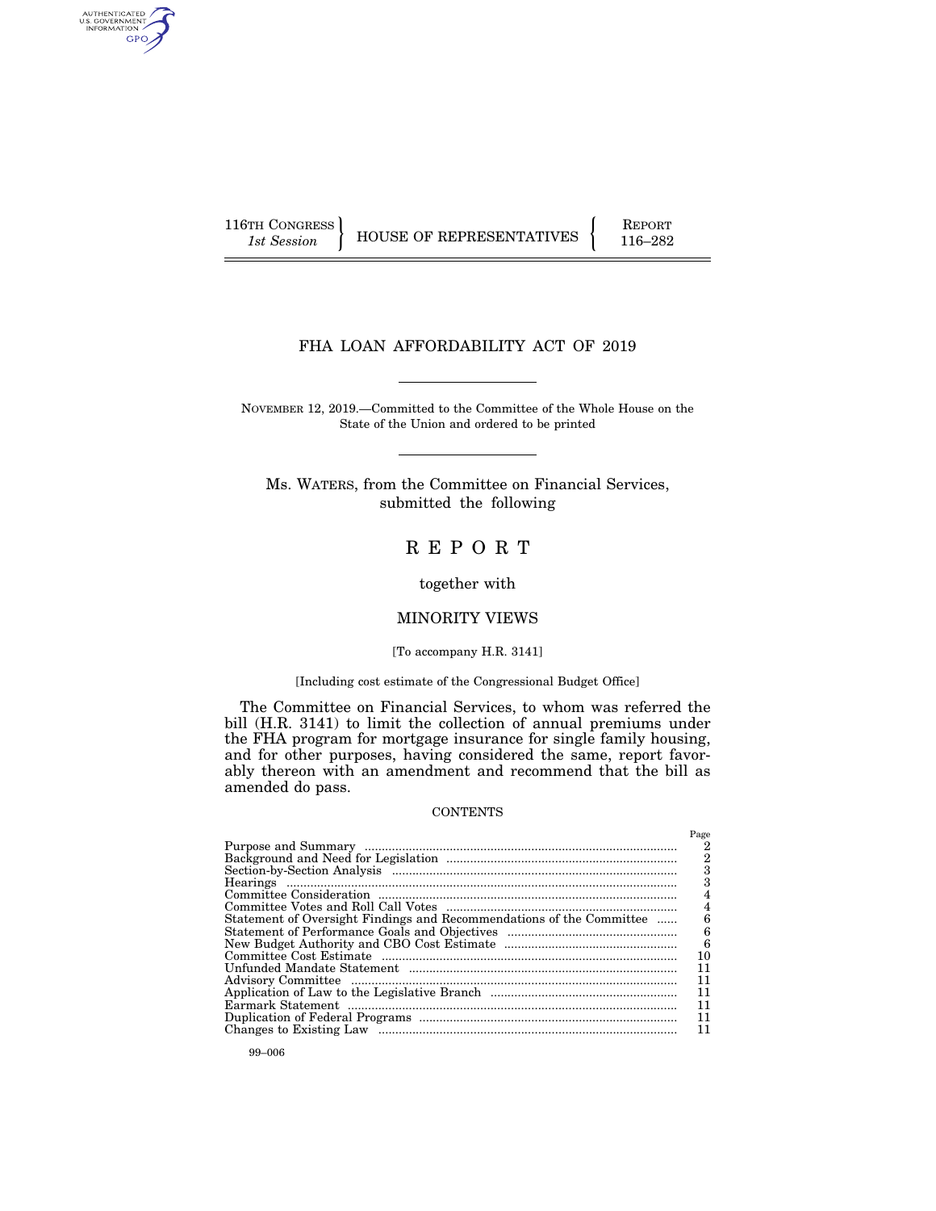116TH CONGRESS
*1st Session*

HOUSE OF REPRESENTATIVES

REPORT
116–282

# FHA LOAN AFFORDABILITY ACT OF 2019

NOVEMBER 12, 2019.—Committed to the Committee of the Whole House on the State of the Union and ordered to be printed

Ms. WATERS, from the Committee on Financial Services, submitted the following

## R E P O R T

together with

## MINORITY VIEWS

[To accompany H.R. 3141]

[Including cost estimate of the Congressional Budget Office]

The Committee on Financial Services, to whom was referred the bill (H.R. 3141) to limit the collection of annual premiums under the FHA program for mortgage insurance for single family housing, and for other purposes, having considered the same, report favorably thereon with an amendment and recommend that the bill as amended do pass.

CONTENTS

| | Page |
|---|---|
| Purpose and Summary | 2 |
| Background and Need for Legislation | 2 |
| Section-by-Section Analysis | 3 |
| Hearings | 3 |
| Committee Consideration | 4 |
| Committee Votes and Roll Call Votes | 4 |
| Statement of Oversight Findings and Recommendations of the Committee | 6 |
| Statement of Performance Goals and Objectives | 6 |
| New Budget Authority and CBO Cost Estimate | 6 |
| Committee Cost Estimate | 10 |
| Unfunded Mandate Statement | 11 |
| Advisory Committee | 11 |
| Application of Law to the Legislative Branch | 11 |
| Earmark Statement | 11 |
| Duplication of Federal Programs | 11 |
| Changes to Existing Law | 11 |

99–006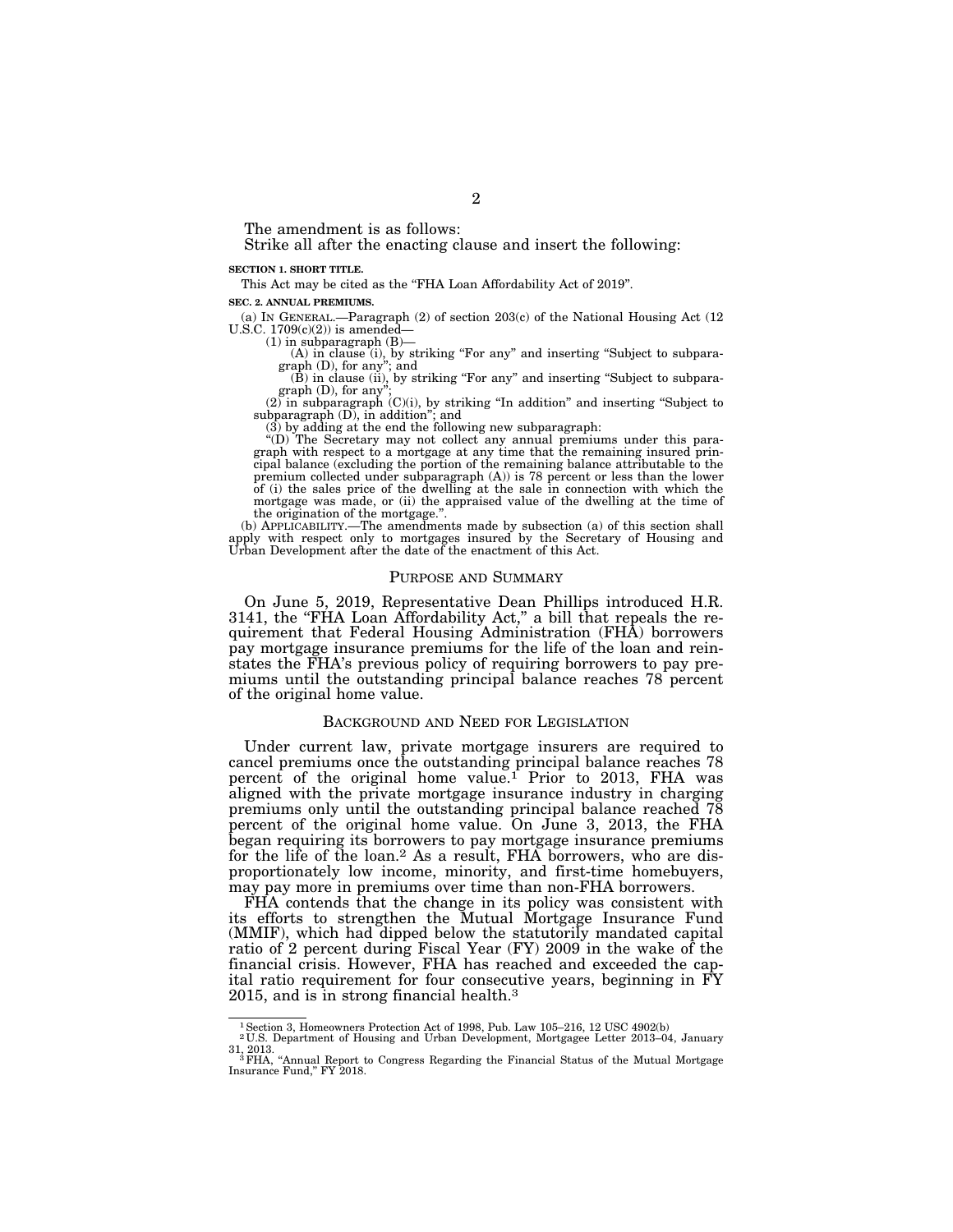The amendment is as follows:

Strike all after the enacting clause and insert the following:

**SECTION 1. SHORT TITLE.**

This Act may be cited as the "FHA Loan Affordability Act of 2019".

**SEC. 2. ANNUAL PREMIUMS.**

(a) IN GENERAL.—Paragraph (2) of section 203(c) of the National Housing Act (12 U.S.C. 1709(c)(2)) is amended—

(1) in subparagraph (B)—

(A) in clause (i), by striking "For any" and inserting "Subject to subparagraph (D), for any"; and

(B) in clause (ii), by striking "For any" and inserting "Subject to subparagraph (D), for any";

(2) in subparagraph (C)(i), by striking "In addition" and inserting "Subject to subparagraph (D), in addition"; and

(3) by adding at the end the following new subparagraph:

"(D) The Secretary may not collect any annual premiums under this paragraph with respect to a mortgage at any time that the remaining insured principal balance (excluding the portion of the remaining balance attributable to the premium collected under subparagraph (A)) is 78 percent or less than the lower of (i) the sales price of the dwelling at the sale in connection with which the mortgage was made, or (ii) the appraised value of the dwelling at the time of the origination of the mortgage.".

(b) APPLICABILITY.—The amendments made by subsection (a) of this section shall apply with respect only to mortgages insured by the Secretary of Housing and Urban Development after the date of the enactment of this Act.

## PURPOSE AND SUMMARY

On June 5, 2019, Representative Dean Phillips introduced H.R. 3141, the "FHA Loan Affordability Act," a bill that repeals the requirement that Federal Housing Administration (FHA) borrowers pay mortgage insurance premiums for the life of the loan and reinstates the FHA's previous policy of requiring borrowers to pay premiums until the outstanding principal balance reaches 78 percent of the original home value.

## BACKGROUND AND NEED FOR LEGISLATION

Under current law, private mortgage insurers are required to cancel premiums once the outstanding principal balance reaches 78 percent of the original home value.[1] Prior to 2013, FHA was aligned with the private mortgage insurance industry in charging premiums only until the outstanding principal balance reached 78 percent of the original home value. On June 3, 2013, the FHA began requiring its borrowers to pay mortgage insurance premiums for the life of the loan.[2] As a result, FHA borrowers, who are disproportionately low income, minority, and first-time homebuyers, may pay more in premiums over time than non-FHA borrowers.

FHA contends that the change in its policy was consistent with its efforts to strengthen the Mutual Mortgage Insurance Fund (MMIF), which had dipped below the statutorily mandated capital ratio of 2 percent during Fiscal Year (FY) 2009 in the wake of the financial crisis. However, FHA has reached and exceeded the capital ratio requirement for four consecutive years, beginning in FY 2015, and is in strong financial health.[3]

---

[1] Section 3, Homeowners Protection Act of 1998, Pub. Law 105–216, 12 USC 4902(b)

[2] U.S. Department of Housing and Urban Development, Mortgagee Letter 2013–04, January 31, 2013.

[3] FHA, "Annual Report to Congress Regarding the Financial Status of the Mutual Mortgage Insurance Fund," FY 2018.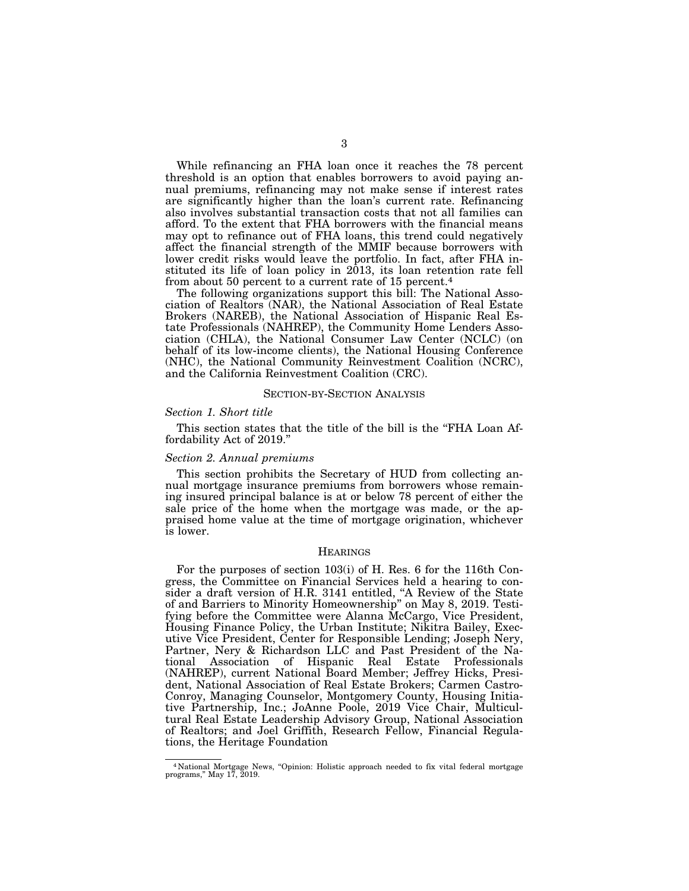While refinancing an FHA loan once it reaches the 78 percent threshold is an option that enables borrowers to avoid paying annual premiums, refinancing may not make sense if interest rates are significantly higher than the loan's current rate. Refinancing also involves substantial transaction costs that not all families can afford. To the extent that FHA borrowers with the financial means may opt to refinance out of FHA loans, this trend could negatively affect the financial strength of the MMIF because borrowers with lower credit risks would leave the portfolio. In fact, after FHA instituted its life of loan policy in 2013, its loan retention rate fell from about 50 percent to a current rate of 15 percent.[4]

The following organizations support this bill: The National Association of Realtors (NAR), the National Association of Real Estate Brokers (NAREB), the National Association of Hispanic Real Estate Professionals (NAHREP), the Community Home Lenders Association (CHLA), the National Consumer Law Center (NCLC) (on behalf of its low-income clients), the National Housing Conference (NHC), the National Community Reinvestment Coalition (NCRC), and the California Reinvestment Coalition (CRC).

## SECTION-BY-SECTION ANALYSIS

### *Section 1. Short title*

This section states that the title of the bill is the "FHA Loan Affordability Act of 2019."

### *Section 2. Annual premiums*

This section prohibits the Secretary of HUD from collecting annual mortgage insurance premiums from borrowers whose remaining insured principal balance is at or below 78 percent of either the sale price of the home when the mortgage was made, or the appraised home value at the time of mortgage origination, whichever is lower.

## HEARINGS

For the purposes of section 103(i) of H. Res. 6 for the 116th Congress, the Committee on Financial Services held a hearing to consider a draft version of H.R. 3141 entitled, "A Review of the State of and Barriers to Minority Homeownership" on May 8, 2019. Testifying before the Committee were Alanna McCargo, Vice President, Housing Finance Policy, the Urban Institute; Nikitra Bailey, Executive Vice President, Center for Responsible Lending; Joseph Nery, Partner, Nery & Richardson LLC and Past President of the National Association of Hispanic Real Estate Professionals (NAHREP), current National Board Member; Jeffrey Hicks, President, National Association of Real Estate Brokers; Carmen Castro-Conroy, Managing Counselor, Montgomery County, Housing Initiative Partnership, Inc.; JoAnne Poole, 2019 Vice Chair, Multicultural Real Estate Leadership Advisory Group, National Association of Realtors; and Joel Griffith, Research Fellow, Financial Regulations, the Heritage Foundation

[4] National Mortgage News, "Opinion: Holistic approach needed to fix vital federal mortgage programs," May 17, 2019.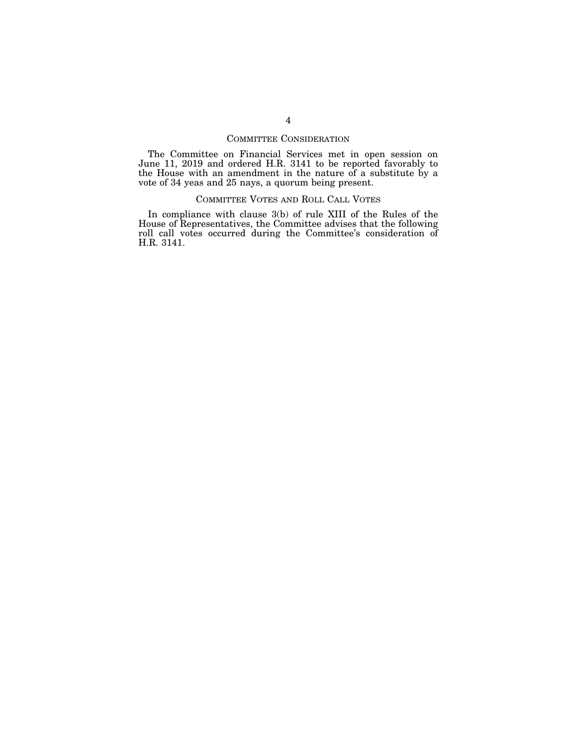## COMMITTEE CONSIDERATION

The Committee on Financial Services met in open session on June 11, 2019 and ordered H.R. 3141 to be reported favorably to the House with an amendment in the nature of a substitute by a vote of 34 yeas and 25 nays, a quorum being present.

## COMMITTEE VOTES AND ROLL CALL VOTES

In compliance with clause 3(b) of rule XIII of the Rules of the House of Representatives, the Committee advises that the following roll call votes occurred during the Committee's consideration of H.R. 3141.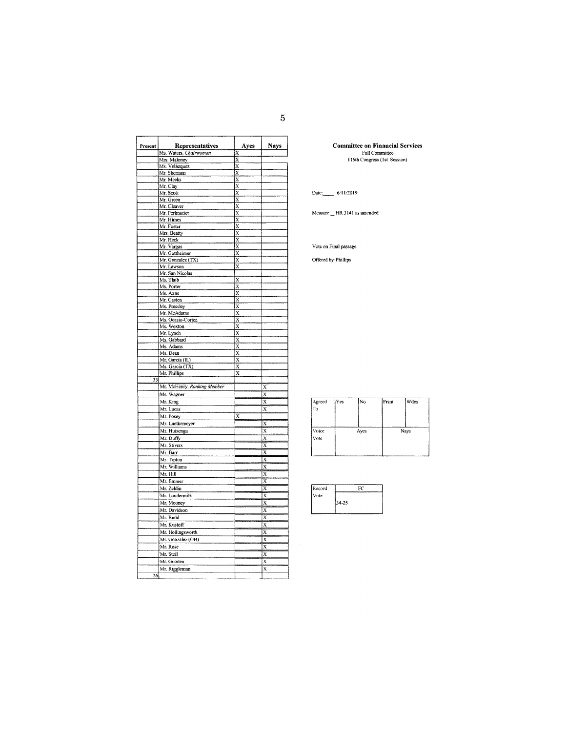**Committee on Financial Services**
Full Committee
116th Congress (1st Session)

Date: 6/11/2019

Measure HR 3141 as amended

Vote on Final passage

Offered by: Phillips

| Present | Representatives | Ayes | Nays |
|---|---|---|---|
| | Ms. Waters, *Chairwoman* | X | |
| | Mrs. Maloney | X | |
| | Ms. Velázquez | X | |
| | Mr. Sherman | X | |
| | Mr. Meeks | X | |
| | Mr. Clay | X | |
| | Mr. Scott | X | |
| | Mr. Green | X | |
| | Mr. Cleaver | X | |
| | Mr. Perlmutter | X | |
| | Mr. Himes | X | |
| | Mr. Foster | X | |
| | Mrs. Beatty | X | |
| | Mr. Heck | X | |
| | Mr. Vargas | X | |
| | Mr. Gottheimer | X | |
| | Mr. Gonzalez (TX) | X | |
| | Mr. Lawson | X | |
| | Mr. San Nicolas | | |
| | Ms. Tlaib | X | |
| | Ms. Porter | X | |
| | Ms. Axne | X | |
| | Mr. Casten | X | |
| | Ms. Pressley | X | |
| | Mr. McAdams | X | |
| | Ms. Ocasio-Cortez | X | |
| | Ms. Wexton | X | |
| | Mr. Lynch | X | |
| | Ms. Gabbard | X | |
| | Ms. Adams | X | |
| | Ms. Dean | X | |
| | Mr. Garcia (IL) | X | |
| | Ms. Garcia (TX) | X | |
| | Mr. Phillips | X | |
| 33 | | | |
| | Mr. McHenry, *Ranking Member* | | X |
| | Ms. Wagner | | X |
| | Mr. King | | X |
| | Mr. Lucas | | X |
| | Mr. Posey | X | |
| | Mr. Luetkemeyer | | X |
| | Mr. Huizenga | | X |
| | Mr. Duffy | | X |
| | Mr. Stivers | | X |
| | Mr. Barr | | X |
| | Mr. Tipton | | X |
| | Mr. Williams | | X |
| | Mr. Hill | | X |
| | Mr. Emmer | | X |
| | Mr. Zeldin | | X |
| | Mr. Loudermilk | | X |
| | Mr. Mooney | | X |
| | Mr. Davidson | | X |
| | Mr. Budd | | X |
| | Mr. Kustoff | | X |
| | Mr. Hollingsworth | | X |
| | Mr. Gonzalez (OH) | | X |
| | Mr. Rose | | X |
| | Mr. Steil | | X |
| | Mr. Gooden | | X |
| | Mr. Riggleman | | X |
| 26 | | | |

| Agreed To | Yes | No | Prsnt | Wdrn |
|---|---|---|---|---|
| | | | | |

| Voice Vote | Ayes | Nays |
|---|---|---|
| | | |

| Record Vote | FC |
|---|---|
| | 34-25 |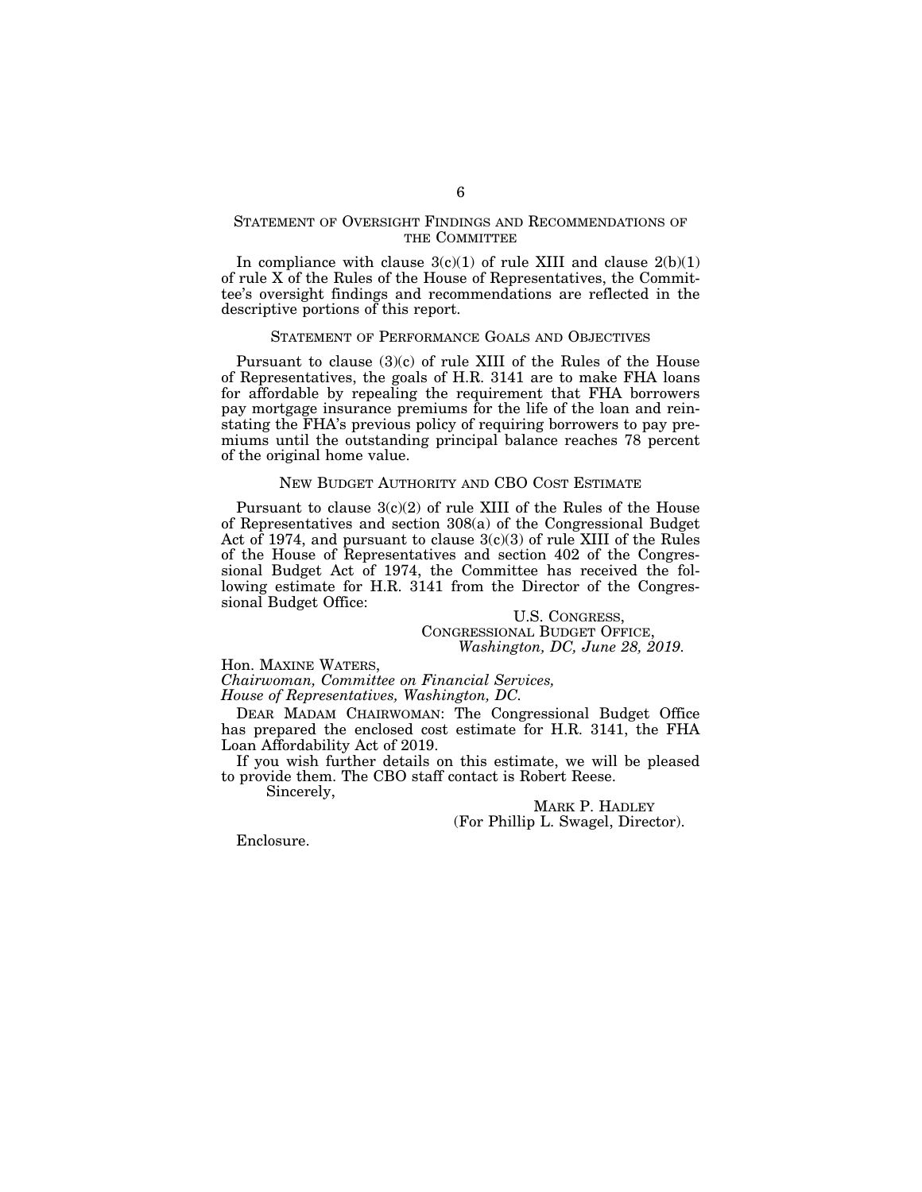## STATEMENT OF OVERSIGHT FINDINGS AND RECOMMENDATIONS OF THE COMMITTEE

In compliance with clause 3(c)(1) of rule XIII and clause 2(b)(1) of rule X of the Rules of the House of Representatives, the Committee's oversight findings and recommendations are reflected in the descriptive portions of this report.

## STATEMENT OF PERFORMANCE GOALS AND OBJECTIVES

Pursuant to clause (3)(c) of rule XIII of the Rules of the House of Representatives, the goals of H.R. 3141 are to make FHA loans for affordable by repealing the requirement that FHA borrowers pay mortgage insurance premiums for the life of the loan and reinstating the FHA's previous policy of requiring borrowers to pay premiums until the outstanding principal balance reaches 78 percent of the original home value.

## NEW BUDGET AUTHORITY AND CBO COST ESTIMATE

Pursuant to clause 3(c)(2) of rule XIII of the Rules of the House of Representatives and section 308(a) of the Congressional Budget Act of 1974, and pursuant to clause 3(c)(3) of rule XIII of the Rules of the House of Representatives and section 402 of the Congressional Budget Act of 1974, the Committee has received the following estimate for H.R. 3141 from the Director of the Congressional Budget Office:

U.S. CONGRESS,
CONGRESSIONAL BUDGET OFFICE,
*Washington, DC, June 28, 2019.*

Hon. MAXINE WATERS,
*Chairwoman, Committee on Financial Services,*
*House of Representatives, Washington, DC.*

DEAR MADAM CHAIRWOMAN: The Congressional Budget Office has prepared the enclosed cost estimate for H.R. 3141, the FHA Loan Affordability Act of 2019.

If you wish further details on this estimate, we will be pleased to provide them. The CBO staff contact is Robert Reese.

Sincerely,

MARK P. HADLEY
(For Phillip L. Swagel, Director).

Enclosure.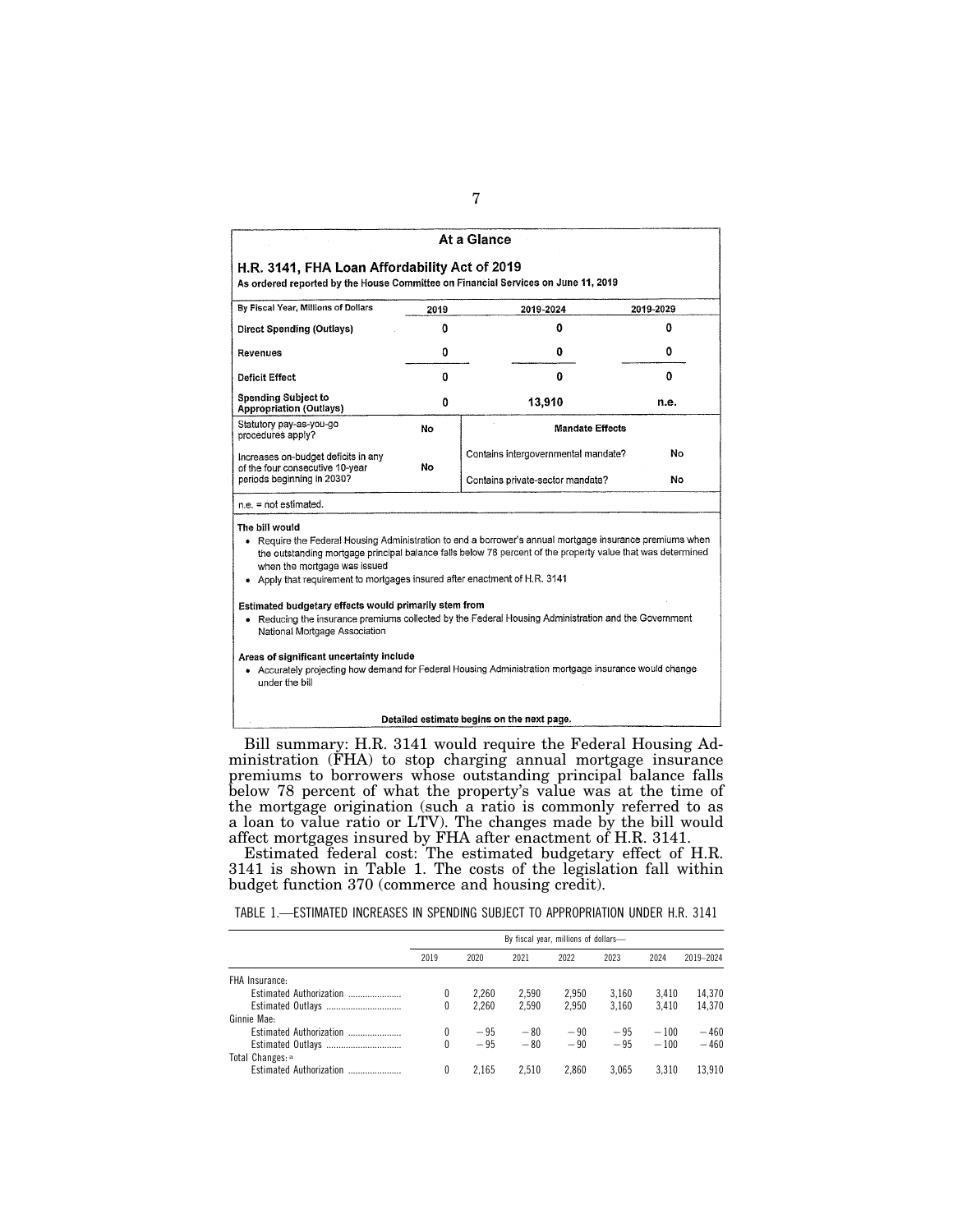## At a Glance

### H.R. 3141, FHA Loan Affordability Act of 2019

**As ordered reported by the House Committee on Financial Services on June 11, 2019**

| By Fiscal Year, Millions of Dollars | 2019 | 2019-2024 | 2019-2029 |
|---|---|---|---|
| **Direct Spending (Outlays)** | 0 | 0 | 0 |
| **Revenues** | 0 | 0 | 0 |
| **Deficit Effect** | 0 | 0 | 0 |
| **Spending Subject to Appropriation (Outlays)** | 0 | 13,910 | n.e. |

| | | **Mandate Effects** | |
|---|---|---|---|
| Statutory pay-as-you-go procedures apply? | No | Contains intergovernmental mandate? | No |
| Increases on-budget deficits in any of the four consecutive 10-year periods beginning in 2030? | No | Contains private-sector mandate? | No |

n.e. = not estimated.

**The bill would**

- Require the Federal Housing Administration to end a borrower's annual mortgage insurance premiums when the outstanding mortgage principal balance falls below 78 percent of the property value that was determined when the mortgage was issued
- Apply that requirement to mortgages insured after enactment of H.R. 3141

**Estimated budgetary effects would primarily stem from**

- Reducing the insurance premiums collected by the Federal Housing Administration and the Government National Mortgage Association

**Areas of significant uncertainty include**

- Accurately projecting how demand for Federal Housing Administration mortgage insurance would change under the bill

**Detailed estimate begins on the next page.**

Bill summary: H.R. 3141 would require the Federal Housing Administration (FHA) to stop charging annual mortgage insurance premiums to borrowers whose outstanding principal balance falls below 78 percent of what the property's value was at the time of the mortgage origination (such a ratio is commonly referred to as a loan to value ratio or LTV). The changes made by the bill would affect mortgages insured by FHA after enactment of H.R. 3141.

Estimated federal cost: The estimated budgetary effect of H.R. 3141 is shown in Table 1. The costs of the legislation fall within budget function 370 (commerce and housing credit).

TABLE 1.—ESTIMATED INCREASES IN SPENDING SUBJECT TO APPROPRIATION UNDER H.R. 3141

| | By fiscal year, millions of dollars— | | | | | | |
|---|---|---|---|---|---|---|---|
| | 2019 | 2020 | 2021 | 2022 | 2023 | 2024 | 2019–2024 |
| FHA Insurance: | | | | | | | |
| Estimated Authorization | 0 | 2,260 | 2,590 | 2,950 | 3,160 | 3,410 | 14,370 |
| Estimated Outlays | 0 | 2,260 | 2,590 | 2,950 | 3,160 | 3,410 | 14,370 |
| Ginnie Mae: | | | | | | | |
| Estimated Authorization | 0 | −95 | −80 | −90 | −95 | −100 | −460 |
| Estimated Outlays | 0 | −95 | −80 | −90 | −95 | −100 | −460 |
| Total Changes: [a] | | | | | | | |
| Estimated Authorization | 0 | 2,165 | 2,510 | 2,860 | 3,065 | 3,310 | 13,910 |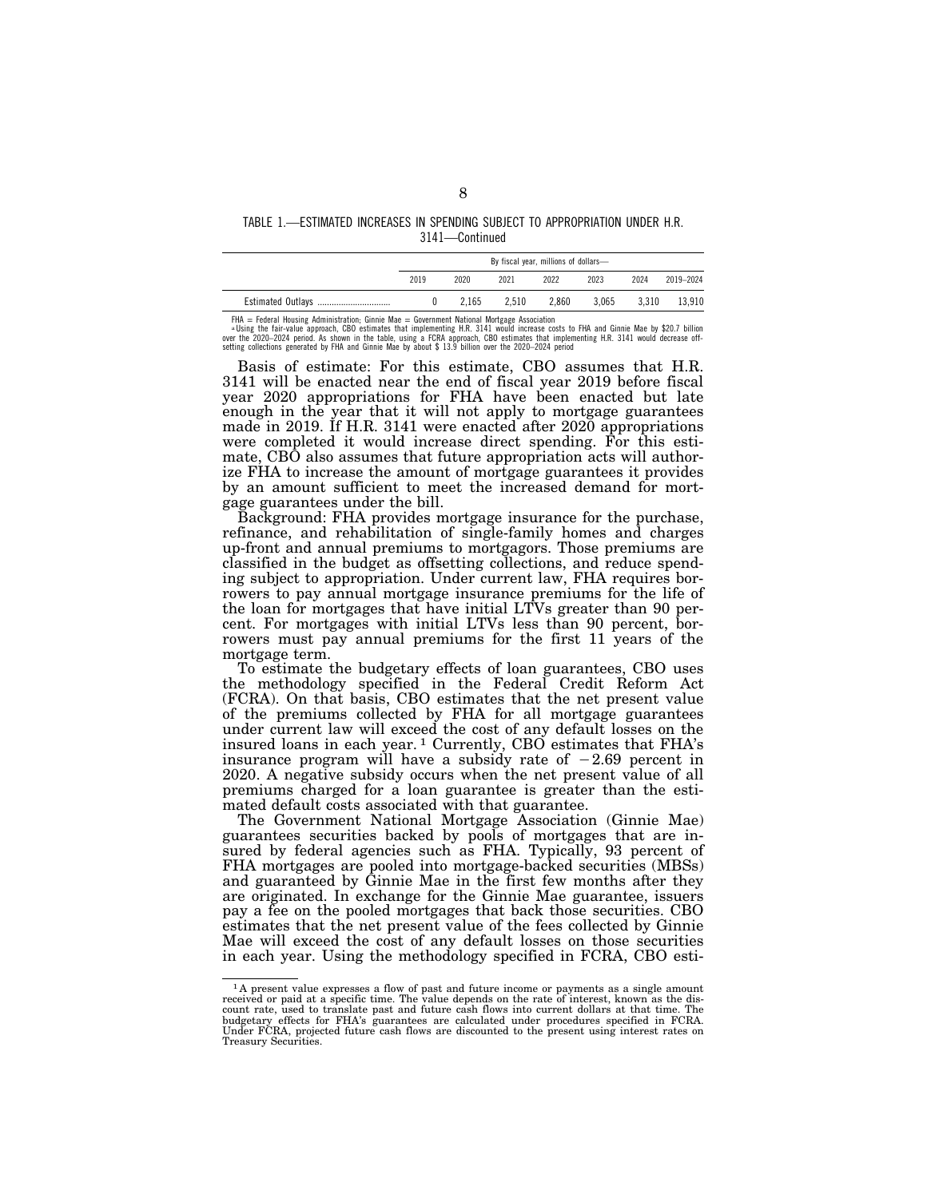TABLE 1.—ESTIMATED INCREASES IN SPENDING SUBJECT TO APPROPRIATION UNDER H.R. 3141—Continued

| | By fiscal year, millions of dollars— | | | | | | |
|---|---|---|---|---|---|---|---|
| | 2019 | 2020 | 2021 | 2022 | 2023 | 2024 | 2019–2024 |
| Estimated Outlays .............................. | 0 | 2,165 | 2,510 | 2,860 | 3,065 | 3,310 | 13,910 |

FHA = Federal Housing Administration; Ginnie Mae = Government National Mortgage Association

[a] Using the fair-value approach, CBO estimates that implementing H.R. 3141 would increase costs to FHA and Ginnie Mae by $20.7 billion over the 2020–2024 period. As shown in the table, using a FCRA approach, CBO estimates that implementing H.R. 3141 would decrease offsetting collections generated by FHA and Ginnie Mae by about $ 13.9 billion over the 2020–2024 period

Basis of estimate: For this estimate, CBO assumes that H.R. 3141 will be enacted near the end of fiscal year 2019 before fiscal year 2020 appropriations for FHA have been enacted but late enough in the year that it will not apply to mortgage guarantees made in 2019. If H.R. 3141 were enacted after 2020 appropriations were completed it would increase direct spending. For this estimate, CBO also assumes that future appropriation acts will authorize FHA to increase the amount of mortgage guarantees it provides by an amount sufficient to meet the increased demand for mortgage guarantees under the bill.

Background: FHA provides mortgage insurance for the purchase, refinance, and rehabilitation of single-family homes and charges up-front and annual premiums to mortgagors. Those premiums are classified in the budget as offsetting collections, and reduce spending subject to appropriation. Under current law, FHA requires borrowers to pay annual mortgage insurance premiums for the life of the loan for mortgages that have initial LTVs greater than 90 percent. For mortgages with initial LTVs less than 90 percent, borrowers must pay annual premiums for the first 11 years of the mortgage term.

To estimate the budgetary effects of loan guarantees, CBO uses the methodology specified in the Federal Credit Reform Act (FCRA). On that basis, CBO estimates that the net present value of the premiums collected by FHA for all mortgage guarantees under current law will exceed the cost of any default losses on the insured loans in each year.[1] Currently, CBO estimates that FHA's insurance program will have a subsidy rate of −2.69 percent in 2020. A negative subsidy occurs when the net present value of all premiums charged for a loan guarantee is greater than the estimated default costs associated with that guarantee.

The Government National Mortgage Association (Ginnie Mae) guarantees securities backed by pools of mortgages that are insured by federal agencies such as FHA. Typically, 93 percent of FHA mortgages are pooled into mortgage-backed securities (MBSs) and guaranteed by Ginnie Mae in the first few months after they are originated. In exchange for the Ginnie Mae guarantee, issuers pay a fee on the pooled mortgages that back those securities. CBO estimates that the net present value of the fees collected by Ginnie Mae will exceed the cost of any default losses on those securities in each year. Using the methodology specified in FCRA, CBO esti-

[1] A present value expresses a flow of past and future income or payments as a single amount received or paid at a specific time. The value depends on the rate of interest, known as the discount rate, used to translate past and future cash flows into current dollars at that time. The budgetary effects for FHA's guarantees are calculated under procedures specified in FCRA. Under FCRA, projected future cash flows are discounted to the present using interest rates on Treasury Securities.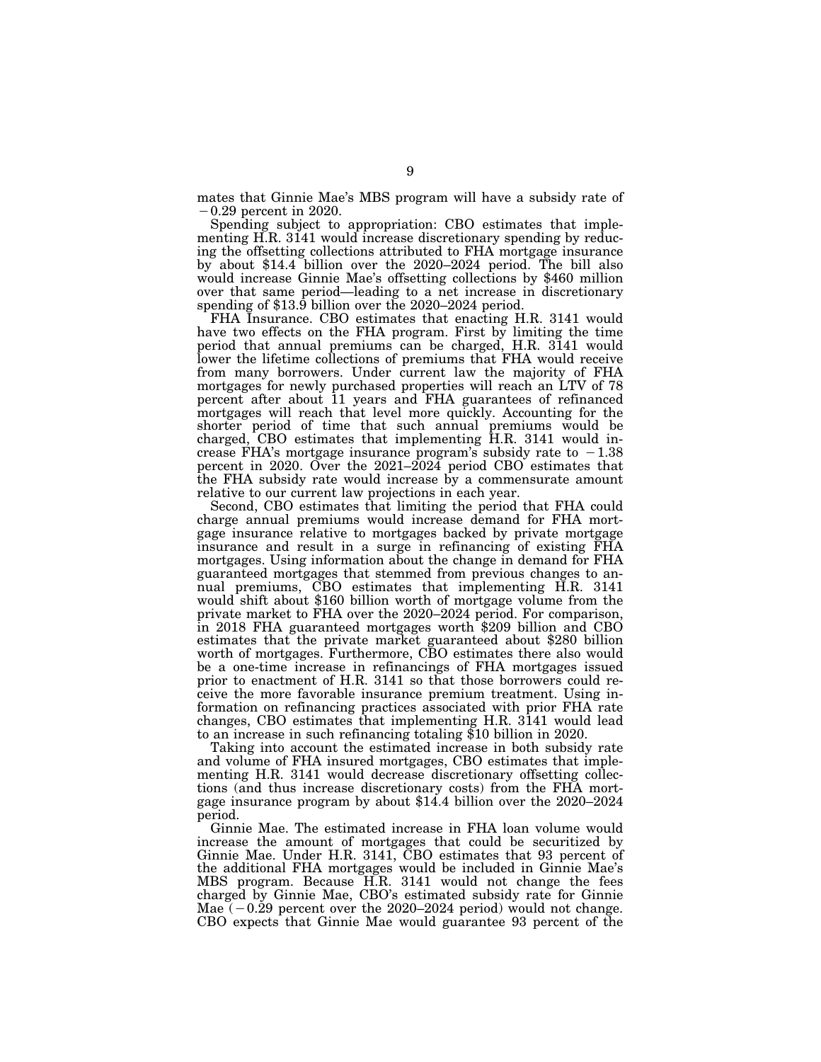mates that Ginnie Mae's MBS program will have a subsidy rate of −0.29 percent in 2020.

Spending subject to appropriation: CBO estimates that implementing H.R. 3141 would increase discretionary spending by reducing the offsetting collections attributed to FHA mortgage insurance by about $14.4 billion over the 2020–2024 period. The bill also would increase Ginnie Mae's offsetting collections by $460 million over that same period—leading to a net increase in discretionary spending of $13.9 billion over the 2020–2024 period.

FHA Insurance. CBO estimates that enacting H.R. 3141 would have two effects on the FHA program. First by limiting the time period that annual premiums can be charged, H.R. 3141 would lower the lifetime collections of premiums that FHA would receive from many borrowers. Under current law the majority of FHA mortgages for newly purchased properties will reach an LTV of 78 percent after about 11 years and FHA guarantees of refinanced mortgages will reach that level more quickly. Accounting for the shorter period of time that such annual premiums would be charged, CBO estimates that implementing H.R. 3141 would increase FHA's mortgage insurance program's subsidy rate to −1.38 percent in 2020. Over the 2021–2024 period CBO estimates that the FHA subsidy rate would increase by a commensurate amount relative to our current law projections in each year.

Second, CBO estimates that limiting the period that FHA could charge annual premiums would increase demand for FHA mortgage insurance relative to mortgages backed by private mortgage insurance and result in a surge in refinancing of existing FHA mortgages. Using information about the change in demand for FHA guaranteed mortgages that stemmed from previous changes to annual premiums, CBO estimates that implementing H.R. 3141 would shift about $160 billion worth of mortgage volume from the private market to FHA over the 2020–2024 period. For comparison, in 2018 FHA guaranteed mortgages worth $209 billion and CBO estimates that the private market guaranteed about $280 billion worth of mortgages. Furthermore, CBO estimates there also would be a one-time increase in refinancings of FHA mortgages issued prior to enactment of H.R. 3141 so that those borrowers could receive the more favorable insurance premium treatment. Using information on refinancing practices associated with prior FHA rate changes, CBO estimates that implementing H.R. 3141 would lead to an increase in such refinancing totaling $10 billion in 2020.

Taking into account the estimated increase in both subsidy rate and volume of FHA insured mortgages, CBO estimates that implementing H.R. 3141 would decrease discretionary offsetting collections (and thus increase discretionary costs) from the FHA mortgage insurance program by about $14.4 billion over the 2020–2024 period.

Ginnie Mae. The estimated increase in FHA loan volume would increase the amount of mortgages that could be securitized by Ginnie Mae. Under H.R. 3141, CBO estimates that 93 percent of the additional FHA mortgages would be included in Ginnie Mae's MBS program. Because H.R. 3141 would not change the fees charged by Ginnie Mae, CBO's estimated subsidy rate for Ginnie Mae (−0.29 percent over the 2020–2024 period) would not change. CBO expects that Ginnie Mae would guarantee 93 percent of the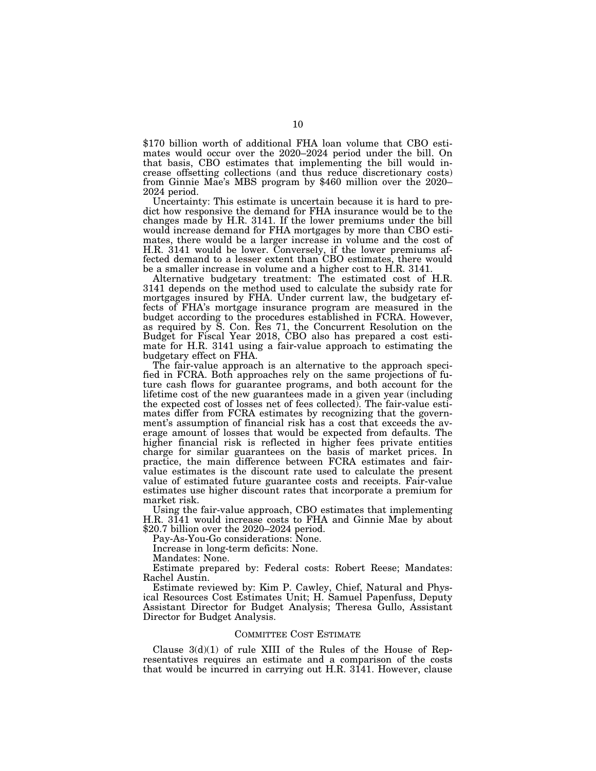$170 billion worth of additional FHA loan volume that CBO estimates would occur over the 2020–2024 period under the bill. On that basis, CBO estimates that implementing the bill would increase offsetting collections (and thus reduce discretionary costs) from Ginnie Mae's MBS program by $460 million over the 2020–2024 period.

Uncertainty: This estimate is uncertain because it is hard to predict how responsive the demand for FHA insurance would be to the changes made by H.R. 3141. If the lower premiums under the bill would increase demand for FHA mortgages by more than CBO estimates, there would be a larger increase in volume and the cost of H.R. 3141 would be lower. Conversely, if the lower premiums affected demand to a lesser extent than CBO estimates, there would be a smaller increase in volume and a higher cost to H.R. 3141.

Alternative budgetary treatment: The estimated cost of H.R. 3141 depends on the method used to calculate the subsidy rate for mortgages insured by FHA. Under current law, the budgetary effects of FHA's mortgage insurance program are measured in the budget according to the procedures established in FCRA. However, as required by S. Con. Res 71, the Concurrent Resolution on the Budget for Fiscal Year 2018, CBO also has prepared a cost estimate for H.R. 3141 using a fair-value approach to estimating the budgetary effect on FHA.

The fair-value approach is an alternative to the approach specified in FCRA. Both approaches rely on the same projections of future cash flows for guarantee programs, and both account for the lifetime cost of the new guarantees made in a given year (including the expected cost of losses net of fees collected). The fair-value estimates differ from FCRA estimates by recognizing that the government's assumption of financial risk has a cost that exceeds the average amount of losses that would be expected from defaults. The higher financial risk is reflected in higher fees private entities charge for similar guarantees on the basis of market prices. In practice, the main difference between FCRA estimates and fair-value estimates is the discount rate used to calculate the present value of estimated future guarantee costs and receipts. Fair-value estimates use higher discount rates that incorporate a premium for market risk.

Using the fair-value approach, CBO estimates that implementing H.R. 3141 would increase costs to FHA and Ginnie Mae by about $20.7 billion over the 2020–2024 period.

Pay-As-You-Go considerations: None.

Increase in long-term deficits: None.

Mandates: None.

Estimate prepared by: Federal costs: Robert Reese; Mandates: Rachel Austin.

Estimate reviewed by: Kim P. Cawley, Chief, Natural and Physical Resources Cost Estimates Unit; H. Samuel Papenfuss, Deputy Assistant Director for Budget Analysis; Theresa Gullo, Assistant Director for Budget Analysis.

## COMMITTEE COST ESTIMATE

Clause 3(d)(1) of rule XIII of the Rules of the House of Representatives requires an estimate and a comparison of the costs that would be incurred in carrying out H.R. 3141. However, clause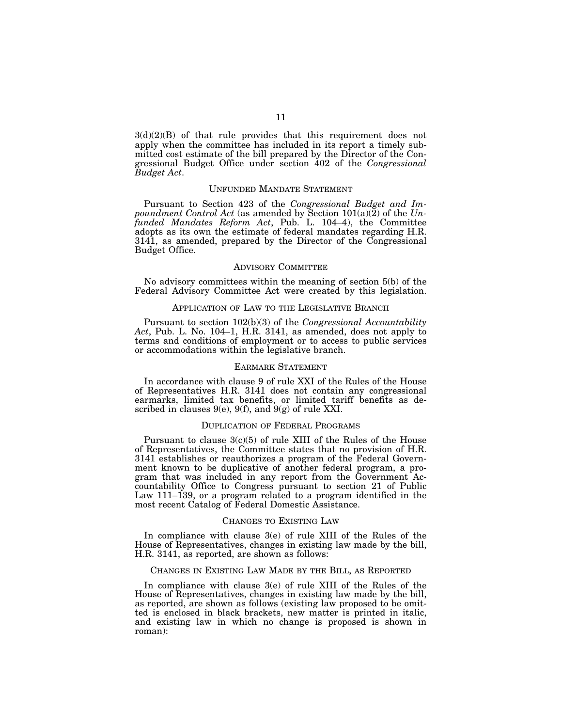3(d)(2)(B) of that rule provides that this requirement does not apply when the committee has included in its report a timely submitted cost estimate of the bill prepared by the Director of the Congressional Budget Office under section 402 of the *Congressional Budget Act*.

## UNFUNDED MANDATE STATEMENT

Pursuant to Section 423 of the *Congressional Budget and Impoundment Control Act* (as amended by Section 101(a)(2) of the *Unfunded Mandates Reform Act*, Pub. L. 104–4), the Committee adopts as its own the estimate of federal mandates regarding H.R. 3141, as amended, prepared by the Director of the Congressional Budget Office.

## ADVISORY COMMITTEE

No advisory committees within the meaning of section 5(b) of the Federal Advisory Committee Act were created by this legislation.

## APPLICATION OF LAW TO THE LEGISLATIVE BRANCH

Pursuant to section 102(b)(3) of the *Congressional Accountability Act*, Pub. L. No. 104–1, H.R. 3141, as amended, does not apply to terms and conditions of employment or to access to public services or accommodations within the legislative branch.

## EARMARK STATEMENT

In accordance with clause 9 of rule XXI of the Rules of the House of Representatives H.R. 3141 does not contain any congressional earmarks, limited tax benefits, or limited tariff benefits as described in clauses 9(e), 9(f), and 9(g) of rule XXI.

## DUPLICATION OF FEDERAL PROGRAMS

Pursuant to clause 3(c)(5) of rule XIII of the Rules of the House of Representatives, the Committee states that no provision of H.R. 3141 establishes or reauthorizes a program of the Federal Government known to be duplicative of another federal program, a program that was included in any report from the Government Accountability Office to Congress pursuant to section 21 of Public Law 111–139, or a program related to a program identified in the most recent Catalog of Federal Domestic Assistance.

## CHANGES TO EXISTING LAW

In compliance with clause 3(e) of rule XIII of the Rules of the House of Representatives, changes in existing law made by the bill, H.R. 3141, as reported, are shown as follows:

## CHANGES IN EXISTING LAW MADE BY THE BILL, AS REPORTED

In compliance with clause 3(e) of rule XIII of the Rules of the House of Representatives, changes in existing law made by the bill, as reported, are shown as follows (existing law proposed to be omitted is enclosed in black brackets, new matter is printed in italic, and existing law in which no change is proposed is shown in roman):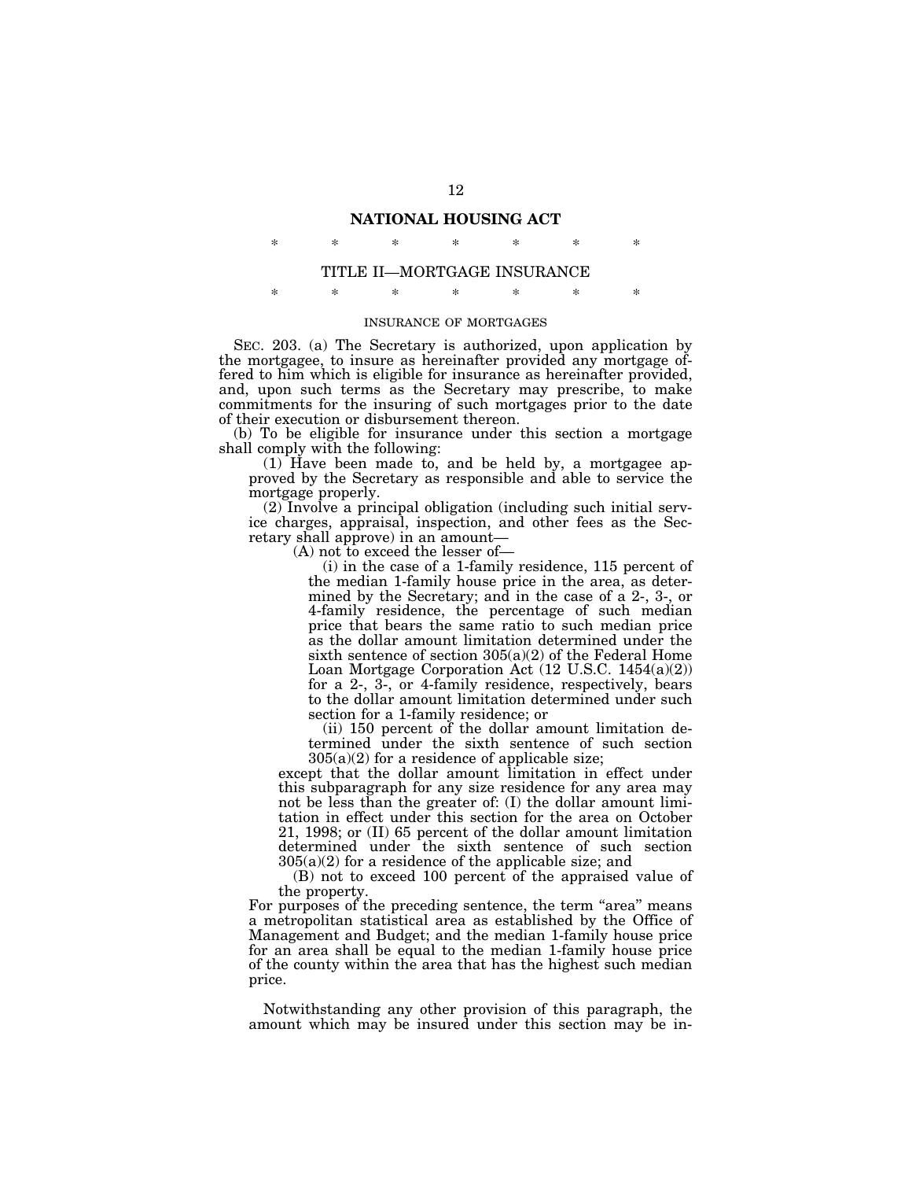## NATIONAL HOUSING ACT

\* \* \* \* \* \* \*

### TITLE II—MORTGAGE INSURANCE

\* \* \* \* \* \* \*

INSURANCE OF MORTGAGES

SEC. 203. (a) The Secretary is authorized, upon application by the mortgagee, to insure as hereinafter provided any mortgage offered to him which is eligible for insurance as hereinafter provided, and, upon such terms as the Secretary may prescribe, to make commitments for the insuring of such mortgages prior to the date of their execution or disbursement thereon.

(b) To be eligible for insurance under this section a mortgage shall comply with the following:

(1) Have been made to, and be held by, a mortgagee approved by the Secretary as responsible and able to service the mortgage properly.

(2) Involve a principal obligation (including such initial service charges, appraisal, inspection, and other fees as the Secretary shall approve) in an amount—

(A) not to exceed the lesser of—

(i) in the case of a 1-family residence, 115 percent of the median 1-family house price in the area, as determined by the Secretary; and in the case of a 2-, 3-, or 4-family residence, the percentage of such median price that bears the same ratio to such median price as the dollar amount limitation determined under the sixth sentence of section 305(a)(2) of the Federal Home Loan Mortgage Corporation Act (12 U.S.C. 1454(a)(2)) for a 2-, 3-, or 4-family residence, respectively, bears to the dollar amount limitation determined under such section for a 1-family residence; or

(ii) 150 percent of the dollar amount limitation determined under the sixth sentence of such section 305(a)(2) for a residence of applicable size;

except that the dollar amount limitation in effect under this subparagraph for any size residence for any area may not be less than the greater of: (I) the dollar amount limitation in effect under this section for the area on October 21, 1998; or (II) 65 percent of the dollar amount limitation determined under the sixth sentence of such section 305(a)(2) for a residence of the applicable size; and

(B) not to exceed 100 percent of the appraised value of the property.

For purposes of the preceding sentence, the term "area" means a metropolitan statistical area as established by the Office of Management and Budget; and the median 1-family house price for an area shall be equal to the median 1-family house price of the county within the area that has the highest such median price.

Notwithstanding any other provision of this paragraph, the amount which may be insured under this section may be in-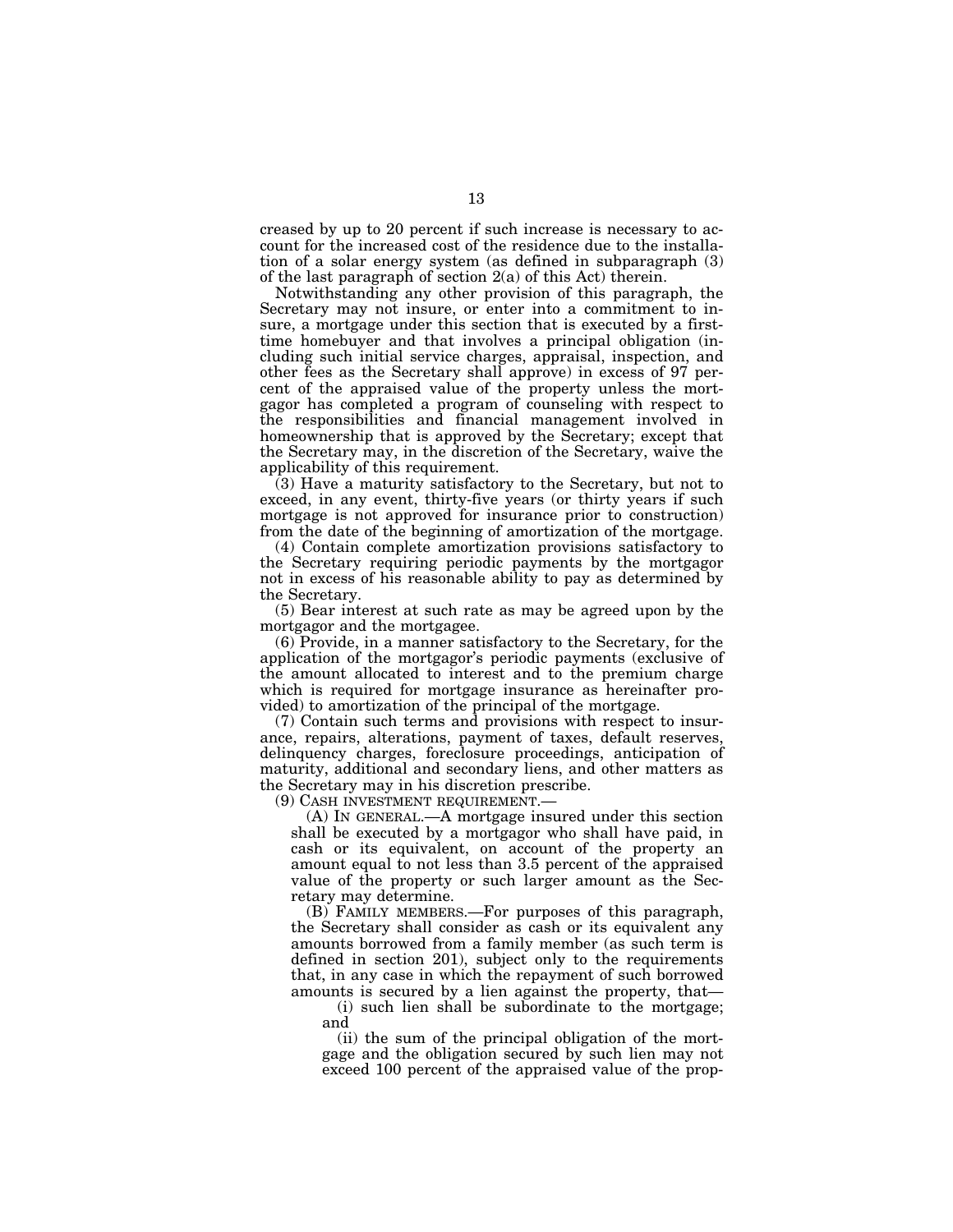creased by up to 20 percent if such increase is necessary to account for the increased cost of the residence due to the installation of a solar energy system (as defined in subparagraph (3) of the last paragraph of section 2(a) of this Act) therein.

Notwithstanding any other provision of this paragraph, the Secretary may not insure, or enter into a commitment to insure, a mortgage under this section that is executed by a first-time homebuyer and that involves a principal obligation (including such initial service charges, appraisal, inspection, and other fees as the Secretary shall approve) in excess of 97 percent of the appraised value of the property unless the mortgagor has completed a program of counseling with respect to the responsibilities and financial management involved in homeownership that is approved by the Secretary; except that the Secretary may, in the discretion of the Secretary, waive the applicability of this requirement.

(3) Have a maturity satisfactory to the Secretary, but not to exceed, in any event, thirty-five years (or thirty years if such mortgage is not approved for insurance prior to construction) from the date of the beginning of amortization of the mortgage.

(4) Contain complete amortization provisions satisfactory to the Secretary requiring periodic payments by the mortgagor not in excess of his reasonable ability to pay as determined by the Secretary.

(5) Bear interest at such rate as may be agreed upon by the mortgagor and the mortgagee.

(6) Provide, in a manner satisfactory to the Secretary, for the application of the mortgagor's periodic payments (exclusive of the amount allocated to interest and to the premium charge which is required for mortgage insurance as hereinafter provided) to amortization of the principal of the mortgage.

(7) Contain such terms and provisions with respect to insurance, repairs, alterations, payment of taxes, default reserves, delinquency charges, foreclosure proceedings, anticipation of maturity, additional and secondary liens, and other matters as the Secretary may in his discretion prescribe.

(9) CASH INVESTMENT REQUIREMENT.—

(A) IN GENERAL.—A mortgage insured under this section shall be executed by a mortgagor who shall have paid, in cash or its equivalent, on account of the property an amount equal to not less than 3.5 percent of the appraised value of the property or such larger amount as the Secretary may determine.

(B) FAMILY MEMBERS.—For purposes of this paragraph, the Secretary shall consider as cash or its equivalent any amounts borrowed from a family member (as such term is defined in section 201), subject only to the requirements that, in any case in which the repayment of such borrowed amounts is secured by a lien against the property, that—

(i) such lien shall be subordinate to the mortgage; and

(ii) the sum of the principal obligation of the mortgage and the obligation secured by such lien may not exceed 100 percent of the appraised value of the prop-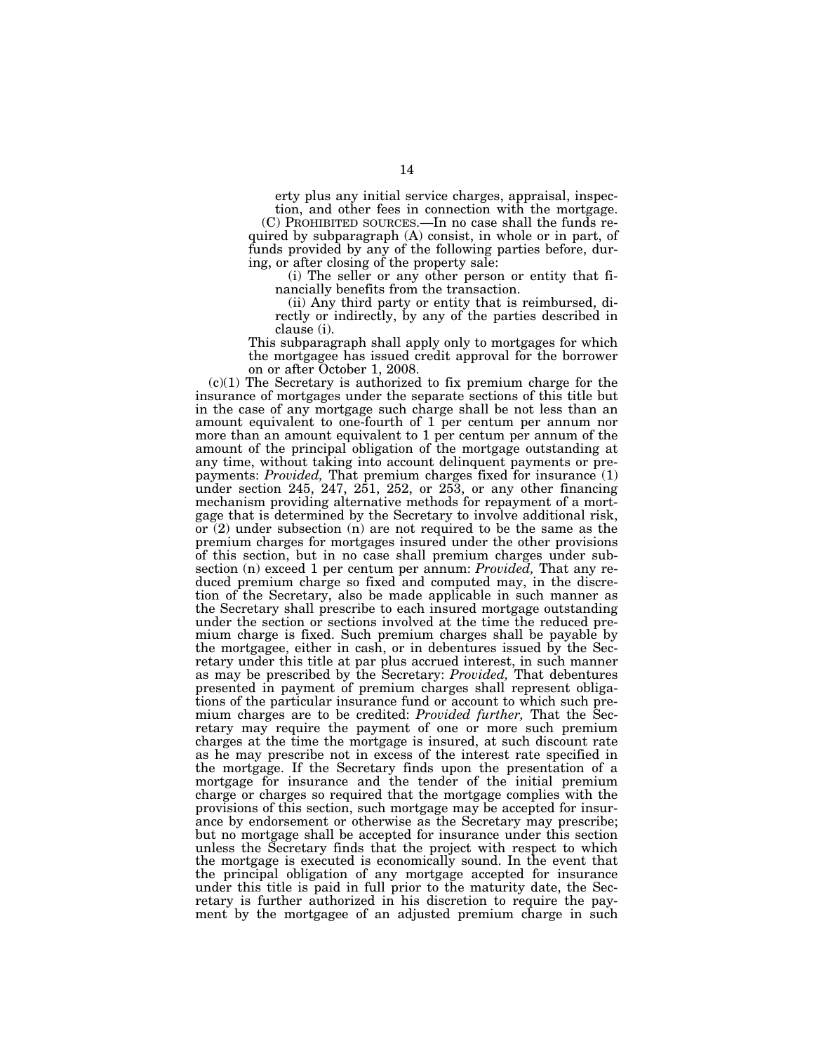erty plus any initial service charges, appraisal, inspection, and other fees in connection with the mortgage.

(C) PROHIBITED SOURCES.—In no case shall the funds required by subparagraph (A) consist, in whole or in part, of funds provided by any of the following parties before, during, or after closing of the property sale:

(i) The seller or any other person or entity that financially benefits from the transaction.

(ii) Any third party or entity that is reimbursed, directly or indirectly, by any of the parties described in clause (i).

This subparagraph shall apply only to mortgages for which the mortgagee has issued credit approval for the borrower on or after October 1, 2008.

(c)(1) The Secretary is authorized to fix premium charge for the insurance of mortgages under the separate sections of this title but in the case of any mortgage such charge shall be not less than an amount equivalent to one-fourth of 1 per centum per annum nor more than an amount equivalent to 1 per centum per annum of the amount of the principal obligation of the mortgage outstanding at any time, without taking into account delinquent payments or prepayments: *Provided,* That premium charges fixed for insurance (1) under section 245, 247, 251, 252, or 253, or any other financing mechanism providing alternative methods for repayment of a mortgage that is determined by the Secretary to involve additional risk, or (2) under subsection (n) are not required to be the same as the premium charges for mortgages insured under the other provisions of this section, but in no case shall premium charges under subsection (n) exceed 1 per centum per annum: *Provided,* That any reduced premium charge so fixed and computed may, in the discretion of the Secretary, also be made applicable in such manner as the Secretary shall prescribe to each insured mortgage outstanding under the section or sections involved at the time the reduced premium charge is fixed. Such premium charges shall be payable by the mortgagee, either in cash, or in debentures issued by the Secretary under this title at par plus accrued interest, in such manner as may be prescribed by the Secretary: *Provided,* That debentures presented in payment of premium charges shall represent obligations of the particular insurance fund or account to which such premium charges are to be credited: *Provided further,* That the Secretary may require the payment of one or more such premium charges at the time the mortgage is insured, at such discount rate as he may prescribe not in excess of the interest rate specified in the mortgage. If the Secretary finds upon the presentation of a mortgage for insurance and the tender of the initial premium charge or charges so required that the mortgage complies with the provisions of this section, such mortgage may be accepted for insurance by endorsement or otherwise as the Secretary may prescribe; but no mortgage shall be accepted for insurance under this section unless the Secretary finds that the project with respect to which the mortgage is executed is economically sound. In the event that the principal obligation of any mortgage accepted for insurance under this title is paid in full prior to the maturity date, the Secretary is further authorized in his discretion to require the payment by the mortgagee of an adjusted premium charge in such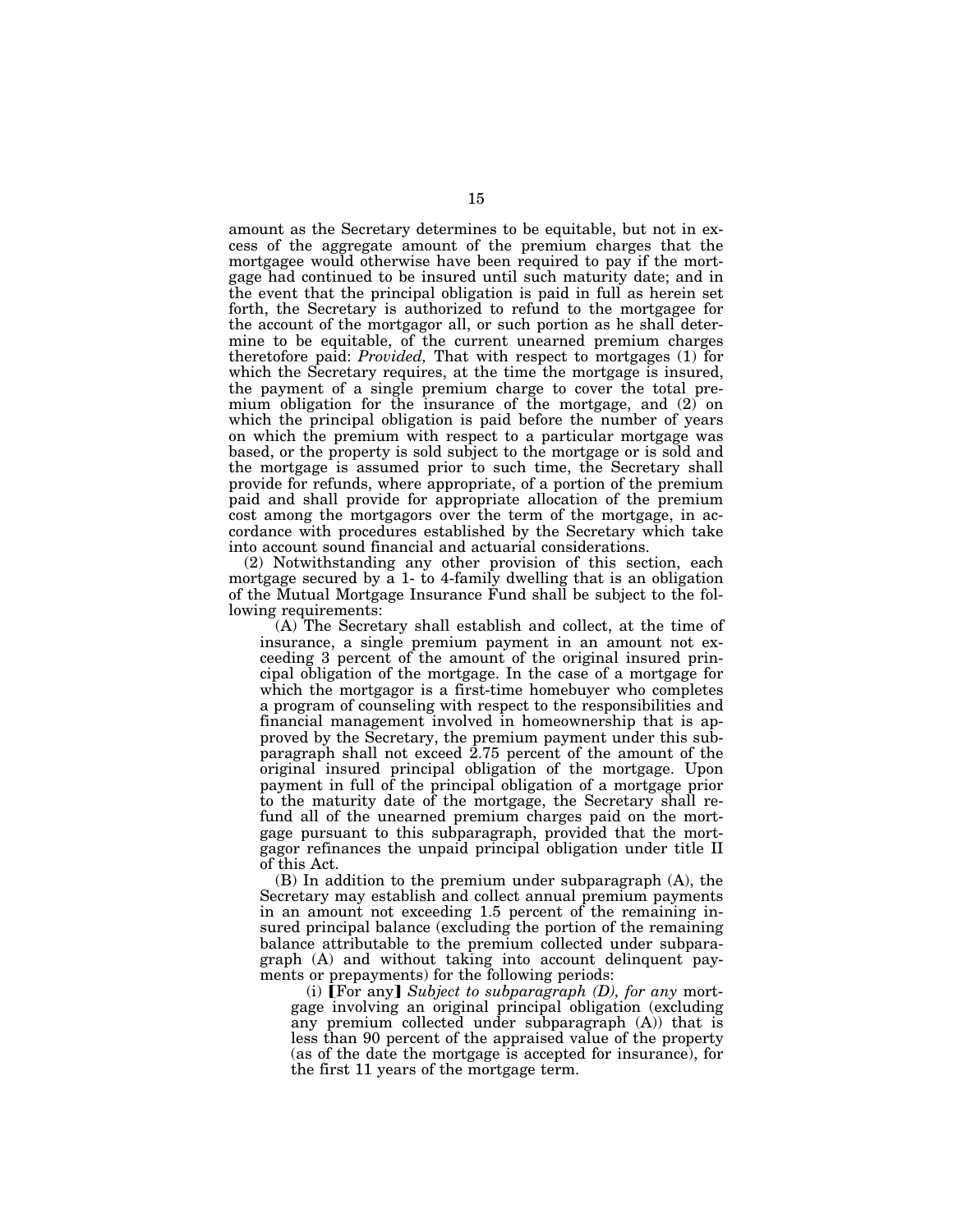amount as the Secretary determines to be equitable, but not in excess of the aggregate amount of the premium charges that the mortgagee would otherwise have been required to pay if the mortgage had continued to be insured until such maturity date; and in the event that the principal obligation is paid in full as herein set forth, the Secretary is authorized to refund to the mortgagee for the account of the mortgagor all, or such portion as he shall determine to be equitable, of the current unearned premium charges theretofore paid: *Provided,* That with respect to mortgages (1) for which the Secretary requires, at the time the mortgage is insured, the payment of a single premium charge to cover the total premium obligation for the insurance of the mortgage, and (2) on which the principal obligation is paid before the number of years on which the premium with respect to a particular mortgage was based, or the property is sold subject to the mortgage or is sold and the mortgage is assumed prior to such time, the Secretary shall provide for refunds, where appropriate, of a portion of the premium paid and shall provide for appropriate allocation of the premium cost among the mortgagors over the term of the mortgage, in accordance with procedures established by the Secretary which take into account sound financial and actuarial considerations.

(2) Notwithstanding any other provision of this section, each mortgage secured by a 1- to 4-family dwelling that is an obligation of the Mutual Mortgage Insurance Fund shall be subject to the following requirements:

(A) The Secretary shall establish and collect, at the time of insurance, a single premium payment in an amount not exceeding 3 percent of the amount of the original insured principal obligation of the mortgage. In the case of a mortgage for which the mortgagor is a first-time homebuyer who completes a program of counseling with respect to the responsibilities and financial management involved in homeownership that is approved by the Secretary, the premium payment under this subparagraph shall not exceed 2.75 percent of the amount of the original insured principal obligation of the mortgage. Upon payment in full of the principal obligation of a mortgage prior to the maturity date of the mortgage, the Secretary shall refund all of the unearned premium charges paid on the mortgage pursuant to this subparagraph, provided that the mortgagor refinances the unpaid principal obligation under title II of this Act.

(B) In addition to the premium under subparagraph (A), the Secretary may establish and collect annual premium payments in an amount not exceeding 1.5 percent of the remaining insured principal balance (excluding the portion of the remaining balance attributable to the premium collected under subparagraph (A) and without taking into account delinquent payments or prepayments) for the following periods:

(i) ⟦For any⟧ *Subject to subparagraph (D), for any* mortgage involving an original principal obligation (excluding any premium collected under subparagraph (A)) that is less than 90 percent of the appraised value of the property (as of the date the mortgage is accepted for insurance), for the first 11 years of the mortgage term.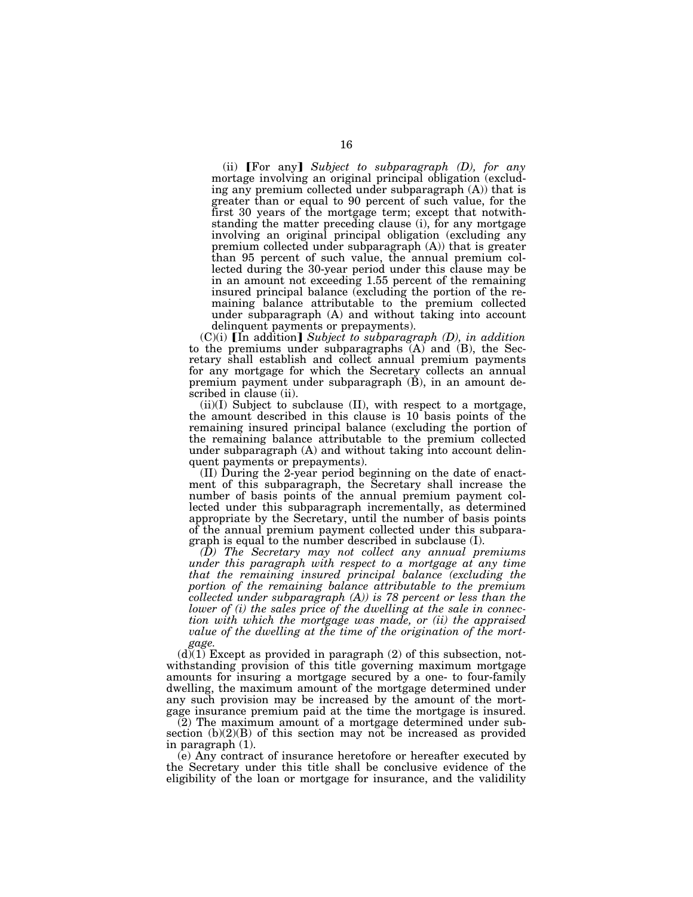(ii) ⟦For any⟧ *Subject to subparagraph (D), for any* mortgage involving an original principal obligation (excluding any premium collected under subparagraph (A)) that is greater than or equal to 90 percent of such value, for the first 30 years of the mortgage term; except that notwithstanding the matter preceding clause (i), for any mortgage involving an original principal obligation (excluding any premium collected under subparagraph (A)) that is greater than 95 percent of such value, the annual premium collected during the 30-year period under this clause may be in an amount not exceeding 1.55 percent of the remaining insured principal balance (excluding the portion of the remaining balance attributable to the premium collected under subparagraph (A) and without taking into account delinquent payments or prepayments).

(C)(i) ⟦In addition⟧ *Subject to subparagraph (D), in addition* to the premiums under subparagraphs (A) and (B), the Secretary shall establish and collect annual premium payments for any mortgage for which the Secretary collects an annual premium payment under subparagraph (B), in an amount described in clause (ii).

(ii)(I) Subject to subclause (II), with respect to a mortgage, the amount described in this clause is 10 basis points of the remaining insured principal balance (excluding the portion of the remaining balance attributable to the premium collected under subparagraph (A) and without taking into account delinquent payments or prepayments).

(II) During the 2-year period beginning on the date of enactment of this subparagraph, the Secretary shall increase the number of basis points of the annual premium payment collected under this subparagraph incrementally, as determined appropriate by the Secretary, until the number of basis points of the annual premium payment collected under this subparagraph is equal to the number described in subclause (I).

*(D) The Secretary may not collect any annual premiums under this paragraph with respect to a mortgage at any time that the remaining insured principal balance (excluding the portion of the remaining balance attributable to the premium collected under subparagraph (A)) is 78 percent or less than the lower of (i) the sales price of the dwelling at the sale in connection with which the mortgage was made, or (ii) the appraised value of the dwelling at the time of the origination of the mortgage.*

(d)(1) Except as provided in paragraph (2) of this subsection, notwithstanding provision of this title governing maximum mortgage amounts for insuring a mortgage secured by a one- to four-family dwelling, the maximum amount of the mortgage determined under any such provision may be increased by the amount of the mortgage insurance premium paid at the time the mortgage is insured.

(2) The maximum amount of a mortgage determined under subsection (b)(2)(B) of this section may not be increased as provided in paragraph (1).

(e) Any contract of insurance heretofore or hereafter executed by the Secretary under this title shall be conclusive evidence of the eligibility of the loan or mortgage for insurance, and the validility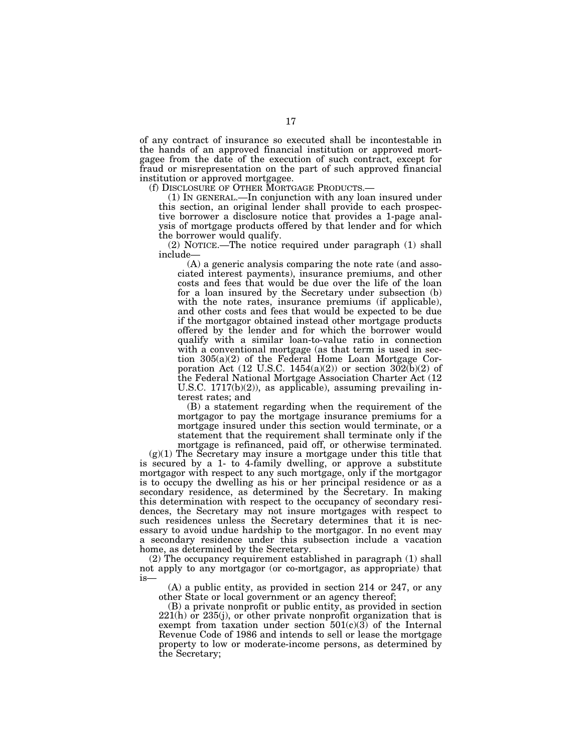of any contract of insurance so executed shall be incontestable in the hands of an approved financial institution or approved mortgagee from the date of the execution of such contract, except for fraud or misrepresentation on the part of such approved financial institution or approved mortgagee.

(f) DISCLOSURE OF OTHER MORTGAGE PRODUCTS.—

(1) IN GENERAL.—In conjunction with any loan insured under this section, an original lender shall provide to each prospective borrower a disclosure notice that provides a 1-page analysis of mortgage products offered by that lender and for which the borrower would qualify.

(2) NOTICE.—The notice required under paragraph (1) shall include—

(A) a generic analysis comparing the note rate (and associated interest payments), insurance premiums, and other costs and fees that would be due over the life of the loan for a loan insured by the Secretary under subsection (b) with the note rates, insurance premiums (if applicable), and other costs and fees that would be expected to be due if the mortgagor obtained instead other mortgage products offered by the lender and for which the borrower would qualify with a similar loan-to-value ratio in connection with a conventional mortgage (as that term is used in section 305(a)(2) of the Federal Home Loan Mortgage Corporation Act (12 U.S.C. 1454(a)(2)) or section 302(b)(2) of the Federal National Mortgage Association Charter Act (12 U.S.C. 1717(b)(2)), as applicable), assuming prevailing interest rates; and

(B) a statement regarding when the requirement of the mortgagor to pay the mortgage insurance premiums for a mortgage insured under this section would terminate, or a statement that the requirement shall terminate only if the mortgage is refinanced, paid off, or otherwise terminated.

(g)(1) The Secretary may insure a mortgage under this title that is secured by a 1- to 4-family dwelling, or approve a substitute mortgagor with respect to any such mortgage, only if the mortgagor is to occupy the dwelling as his or her principal residence or as a secondary residence, as determined by the Secretary. In making this determination with respect to the occupancy of secondary residences, the Secretary may not insure mortgages with respect to such residences unless the Secretary determines that it is necessary to avoid undue hardship to the mortgagor. In no event may a secondary residence under this subsection include a vacation home, as determined by the Secretary.

(2) The occupancy requirement established in paragraph (1) shall not apply to any mortgagor (or co-mortgagor, as appropriate) that is—

(A) a public entity, as provided in section 214 or 247, or any other State or local government or an agency thereof;

(B) a private nonprofit or public entity, as provided in section 221(h) or 235(j), or other private nonprofit organization that is exempt from taxation under section 501(c)(3) of the Internal Revenue Code of 1986 and intends to sell or lease the mortgage property to low or moderate-income persons, as determined by the Secretary;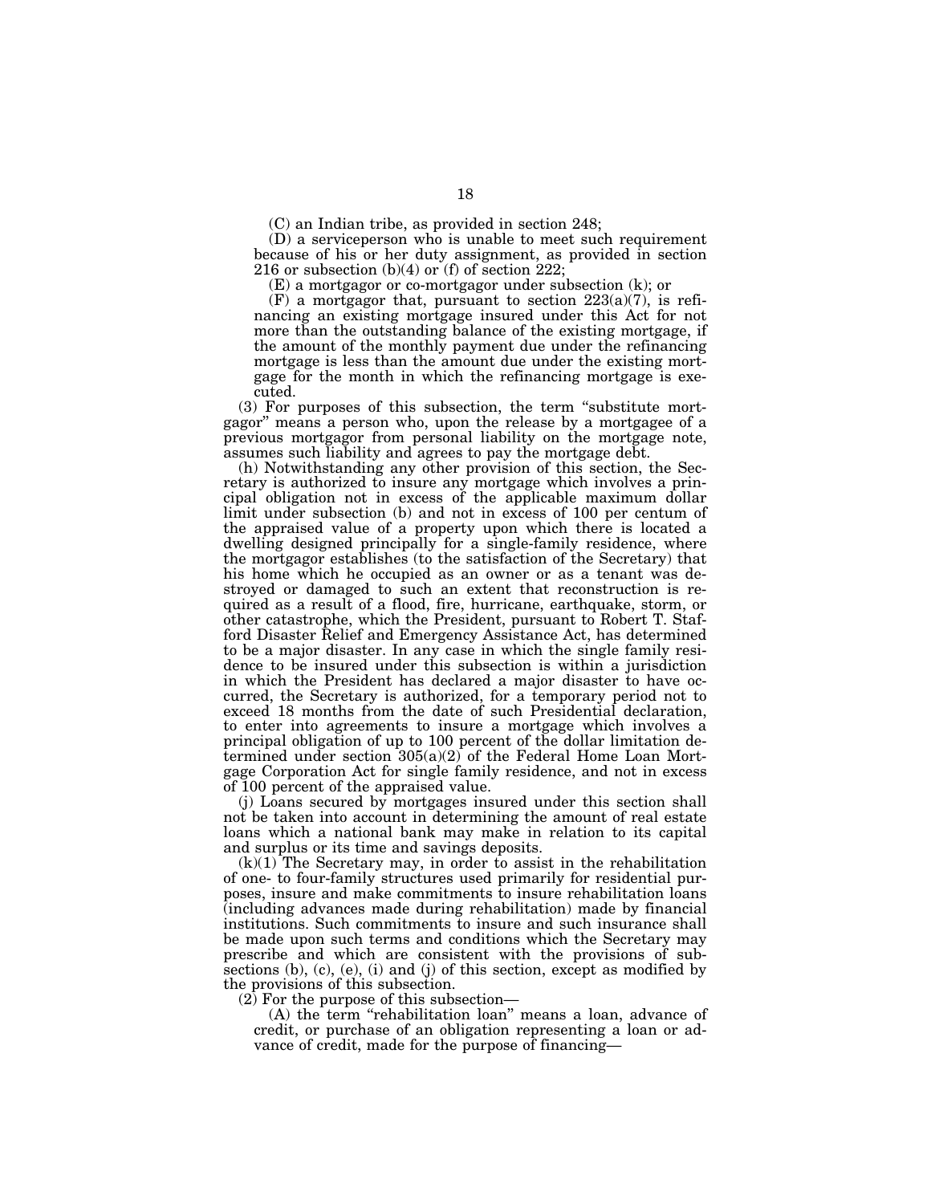(C) an Indian tribe, as provided in section 248;

(D) a serviceperson who is unable to meet such requirement because of his or her duty assignment, as provided in section 216 or subsection (b)(4) or (f) of section 222;

(E) a mortgagor or co-mortgagor under subsection (k); or

(F) a mortgagor that, pursuant to section 223(a)(7), is refinancing an existing mortgage insured under this Act for not more than the outstanding balance of the existing mortgage, if the amount of the monthly payment due under the refinancing mortgage is less than the amount due under the existing mortgage for the month in which the refinancing mortgage is executed.

(3) For purposes of this subsection, the term "substitute mortgagor" means a person who, upon the release by a mortgagee of a previous mortgagor from personal liability on the mortgage note, assumes such liability and agrees to pay the mortgage debt.

(h) Notwithstanding any other provision of this section, the Secretary is authorized to insure any mortgage which involves a principal obligation not in excess of the applicable maximum dollar limit under subsection (b) and not in excess of 100 per centum of the appraised value of a property upon which there is located a dwelling designed principally for a single-family residence, where the mortgagor establishes (to the satisfaction of the Secretary) that his home which he occupied as an owner or as a tenant was destroyed or damaged to such an extent that reconstruction is required as a result of a flood, fire, hurricane, earthquake, storm, or other catastrophe, which the President, pursuant to Robert T. Stafford Disaster Relief and Emergency Assistance Act, has determined to be a major disaster. In any case in which the single family residence to be insured under this subsection is within a jurisdiction in which the President has declared a major disaster to have occurred, the Secretary is authorized, for a temporary period not to exceed 18 months from the date of such Presidential declaration, to enter into agreements to insure a mortgage which involves a principal obligation of up to 100 percent of the dollar limitation determined under section 305(a)(2) of the Federal Home Loan Mortgage Corporation Act for single family residence, and not in excess of 100 percent of the appraised value.

(j) Loans secured by mortgages insured under this section shall not be taken into account in determining the amount of real estate loans which a national bank may make in relation to its capital and surplus or its time and savings deposits.

(k)(1) The Secretary may, in order to assist in the rehabilitation of one- to four-family structures used primarily for residential purposes, insure and make commitments to insure rehabilitation loans (including advances made during rehabilitation) made by financial institutions. Such commitments to insure and such insurance shall be made upon such terms and conditions which the Secretary may prescribe and which are consistent with the provisions of subsections (b), (c), (e), (i) and (j) of this section, except as modified by the provisions of this subsection.

(2) For the purpose of this subsection—

(A) the term "rehabilitation loan" means a loan, advance of credit, or purchase of an obligation representing a loan or advance of credit, made for the purpose of financing—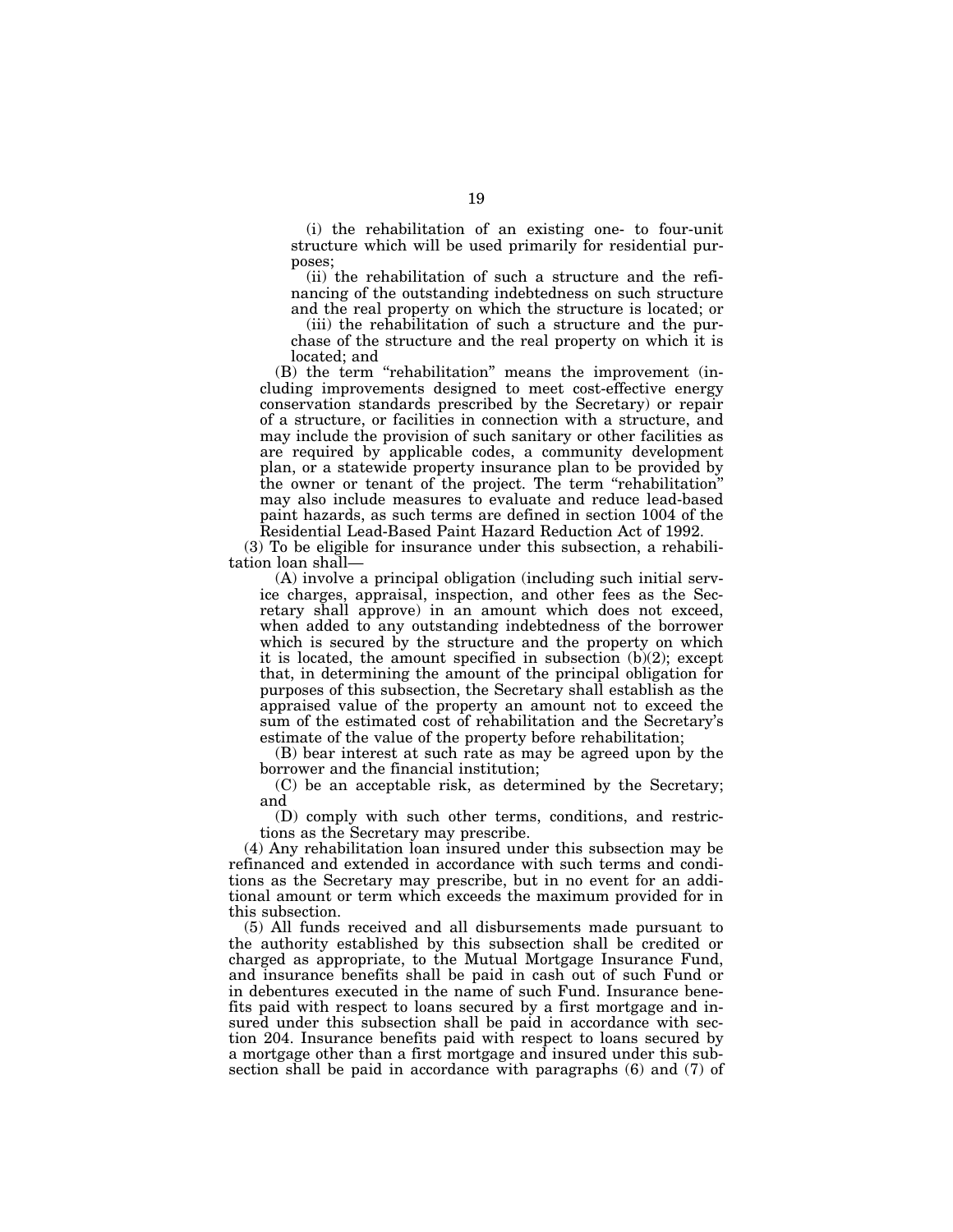(i) the rehabilitation of an existing one- to four-unit structure which will be used primarily for residential purposes;

(ii) the rehabilitation of such a structure and the refinancing of the outstanding indebtedness on such structure and the real property on which the structure is located; or

(iii) the rehabilitation of such a structure and the purchase of the structure and the real property on which it is located; and

(B) the term "rehabilitation" means the improvement (including improvements designed to meet cost-effective energy conservation standards prescribed by the Secretary) or repair of a structure, or facilities in connection with a structure, and may include the provision of such sanitary or other facilities as are required by applicable codes, a community development plan, or a statewide property insurance plan to be provided by the owner or tenant of the project. The term "rehabilitation" may also include measures to evaluate and reduce lead-based paint hazards, as such terms are defined in section 1004 of the Residential Lead-Based Paint Hazard Reduction Act of 1992.

(3) To be eligible for insurance under this subsection, a rehabilitation loan shall—

(A) involve a principal obligation (including such initial service charges, appraisal, inspection, and other fees as the Secretary shall approve) in an amount which does not exceed, when added to any outstanding indebtedness of the borrower which is secured by the structure and the property on which it is located, the amount specified in subsection (b)(2); except that, in determining the amount of the principal obligation for purposes of this subsection, the Secretary shall establish as the appraised value of the property an amount not to exceed the sum of the estimated cost of rehabilitation and the Secretary's estimate of the value of the property before rehabilitation;

(B) bear interest at such rate as may be agreed upon by the borrower and the financial institution;

(C) be an acceptable risk, as determined by the Secretary; and

(D) comply with such other terms, conditions, and restrictions as the Secretary may prescribe.

(4) Any rehabilitation loan insured under this subsection may be refinanced and extended in accordance with such terms and conditions as the Secretary may prescribe, but in no event for an additional amount or term which exceeds the maximum provided for in this subsection.

(5) All funds received and all disbursements made pursuant to the authority established by this subsection shall be credited or charged as appropriate, to the Mutual Mortgage Insurance Fund, and insurance benefits shall be paid in cash out of such Fund or in debentures executed in the name of such Fund. Insurance benefits paid with respect to loans secured by a first mortgage and insured under this subsection shall be paid in accordance with section 204. Insurance benefits paid with respect to loans secured by a mortgage other than a first mortgage and insured under this subsection shall be paid in accordance with paragraphs (6) and (7) of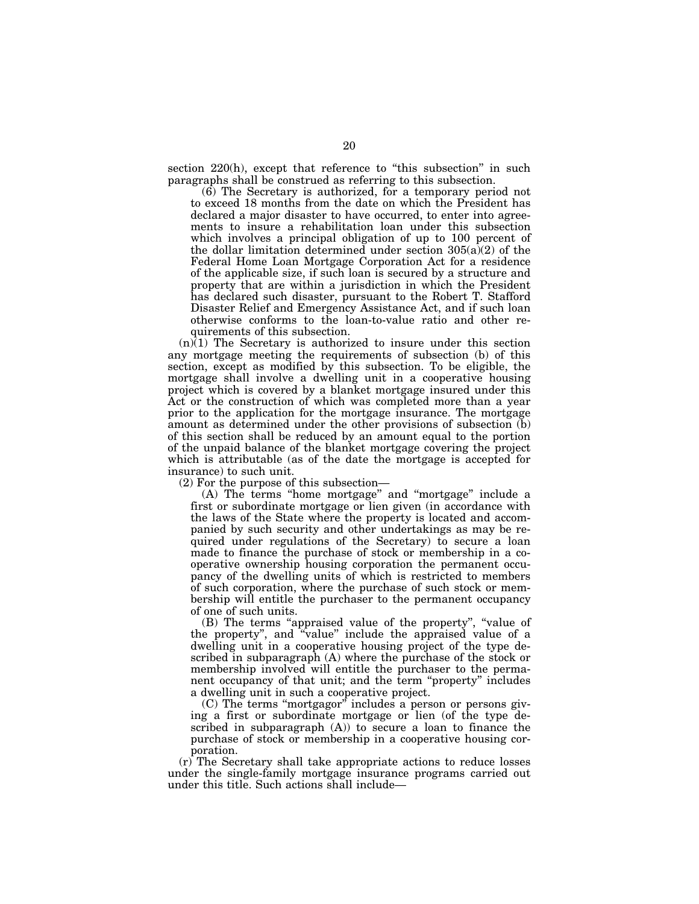section 220(h), except that reference to "this subsection" in such paragraphs shall be construed as referring to this subsection.

(6) The Secretary is authorized, for a temporary period not to exceed 18 months from the date on which the President has declared a major disaster to have occurred, to enter into agreements to insure a rehabilitation loan under this subsection which involves a principal obligation of up to 100 percent of the dollar limitation determined under section 305(a)(2) of the Federal Home Loan Mortgage Corporation Act for a residence of the applicable size, if such loan is secured by a structure and property that are within a jurisdiction in which the President has declared such disaster, pursuant to the Robert T. Stafford Disaster Relief and Emergency Assistance Act, and if such loan otherwise conforms to the loan-to-value ratio and other requirements of this subsection.

(n)(1) The Secretary is authorized to insure under this section any mortgage meeting the requirements of subsection (b) of this section, except as modified by this subsection. To be eligible, the mortgage shall involve a dwelling unit in a cooperative housing project which is covered by a blanket mortgage insured under this Act or the construction of which was completed more than a year prior to the application for the mortgage insurance. The mortgage amount as determined under the other provisions of subsection (b) of this section shall be reduced by an amount equal to the portion of the unpaid balance of the blanket mortgage covering the project which is attributable (as of the date the mortgage is accepted for insurance) to such unit.

(2) For the purpose of this subsection—

(A) The terms "home mortgage" and "mortgage" include a first or subordinate mortgage or lien given (in accordance with the laws of the State where the property is located and accompanied by such security and other undertakings as may be required under regulations of the Secretary) to secure a loan made to finance the purchase of stock or membership in a cooperative ownership housing corporation the permanent occupancy of the dwelling units of which is restricted to members of such corporation, where the purchase of such stock or membership will entitle the purchaser to the permanent occupancy of one of such units.

(B) The terms "appraised value of the property", "value of the property", and "value" include the appraised value of a dwelling unit in a cooperative housing project of the type described in subparagraph (A) where the purchase of the stock or membership involved will entitle the purchaser to the permanent occupancy of that unit; and the term "property" includes a dwelling unit in such a cooperative project.

(C) The terms "mortgagor" includes a person or persons giving a first or subordinate mortgage or lien (of the type described in subparagraph (A)) to secure a loan to finance the purchase of stock or membership in a cooperative housing corporation.

(r) The Secretary shall take appropriate actions to reduce losses under the single-family mortgage insurance programs carried out under this title. Such actions shall include—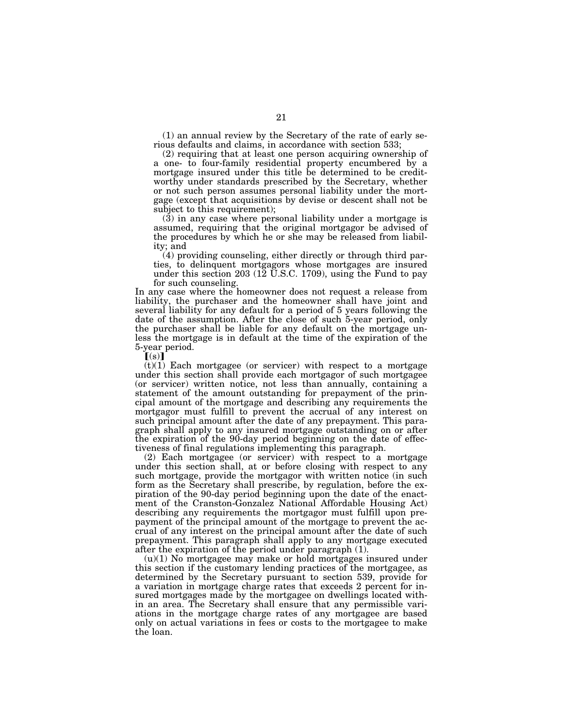(1) an annual review by the Secretary of the rate of early serious defaults and claims, in accordance with section 533;

(2) requiring that at least one person acquiring ownership of a one- to four-family residential property encumbered by a mortgage insured under this title be determined to be creditworthy under standards prescribed by the Secretary, whether or not such person assumes personal liability under the mortgage (except that acquisitions by devise or descent shall not be subject to this requirement);

(3) in any case where personal liability under a mortgage is assumed, requiring that the original mortgagor be advised of the procedures by which he or she may be released from liability; and

(4) providing counseling, either directly or through third parties, to delinquent mortgagors whose mortgages are insured under this section 203 (12 U.S.C. 1709), using the Fund to pay for such counseling.

In any case where the homeowner does not request a release from liability, the purchaser and the homeowner shall have joint and several liability for any default for a period of 5 years following the date of the assumption. After the close of such 5-year period, only the purchaser shall be liable for any default on the mortgage unless the mortgage is in default at the time of the expiration of the 5-year period.

【(s)】

(t)(1) Each mortgagee (or servicer) with respect to a mortgage under this section shall provide each mortgagor of such mortgagee (or servicer) written notice, not less than annually, containing a statement of the amount outstanding for prepayment of the principal amount of the mortgage and describing any requirements the mortgagor must fulfill to prevent the accrual of any interest on such principal amount after the date of any prepayment. This paragraph shall apply to any insured mortgage outstanding on or after the expiration of the 90-day period beginning on the date of effectiveness of final regulations implementing this paragraph.

(2) Each mortgagee (or servicer) with respect to a mortgage under this section shall, at or before closing with respect to any such mortgage, provide the mortgagor with written notice (in such form as the Secretary shall prescribe, by regulation, before the expiration of the 90-day period beginning upon the date of the enactment of the Cranston-Gonzalez National Affordable Housing Act) describing any requirements the mortgagor must fulfill upon prepayment of the principal amount of the mortgage to prevent the accrual of any interest on the principal amount after the date of such prepayment. This paragraph shall apply to any mortgage executed after the expiration of the period under paragraph (1).

(u)(1) No mortgagee may make or hold mortgages insured under this section if the customary lending practices of the mortgagee, as determined by the Secretary pursuant to section 539, provide for a variation in mortgage charge rates that exceeds 2 percent for insured mortgages made by the mortgagee on dwellings located within an area. The Secretary shall ensure that any permissible variations in the mortgage charge rates of any mortgagee are based only on actual variations in fees or costs to the mortgagee to make the loan.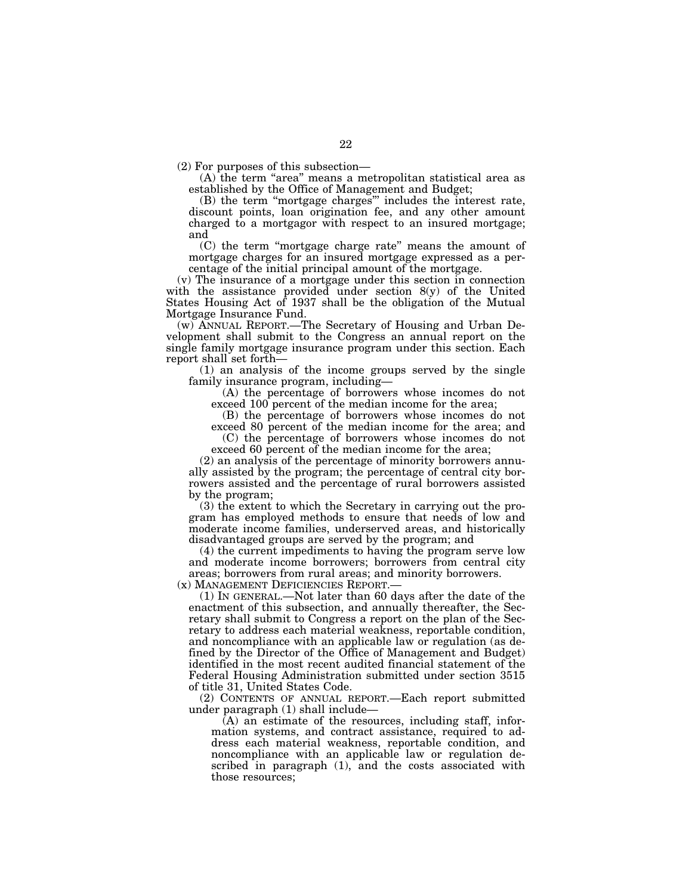(2) For purposes of this subsection—

(A) the term "area" means a metropolitan statistical area as established by the Office of Management and Budget;

(B) the term "mortgage charges'" includes the interest rate, discount points, loan origination fee, and any other amount charged to a mortgagor with respect to an insured mortgage; and

(C) the term "mortgage charge rate" means the amount of mortgage charges for an insured mortgage expressed as a percentage of the initial principal amount of the mortgage.

(v) The insurance of a mortgage under this section in connection with the assistance provided under section 8(y) of the United States Housing Act of 1937 shall be the obligation of the Mutual Mortgage Insurance Fund.

(w) ANNUAL REPORT.—The Secretary of Housing and Urban Development shall submit to the Congress an annual report on the single family mortgage insurance program under this section. Each report shall set forth—

(1) an analysis of the income groups served by the single family insurance program, including—

(A) the percentage of borrowers whose incomes do not exceed 100 percent of the median income for the area;

(B) the percentage of borrowers whose incomes do not exceed 80 percent of the median income for the area; and

(C) the percentage of borrowers whose incomes do not exceed 60 percent of the median income for the area;

(2) an analysis of the percentage of minority borrowers annually assisted by the program; the percentage of central city borrowers assisted and the percentage of rural borrowers assisted by the program;

(3) the extent to which the Secretary in carrying out the program has employed methods to ensure that needs of low and moderate income families, underserved areas, and historically disadvantaged groups are served by the program; and

(4) the current impediments to having the program serve low and moderate income borrowers; borrowers from central city areas; borrowers from rural areas; and minority borrowers.

(x) MANAGEMENT DEFICIENCIES REPORT.—

(1) IN GENERAL.—Not later than 60 days after the date of the enactment of this subsection, and annually thereafter, the Secretary shall submit to Congress a report on the plan of the Secretary to address each material weakness, reportable condition, and noncompliance with an applicable law or regulation (as defined by the Director of the Office of Management and Budget) identified in the most recent audited financial statement of the Federal Housing Administration submitted under section 3515 of title 31, United States Code.

(2) CONTENTS OF ANNUAL REPORT.—Each report submitted under paragraph (1) shall include—

(A) an estimate of the resources, including staff, information systems, and contract assistance, required to address each material weakness, reportable condition, and noncompliance with an applicable law or regulation described in paragraph (1), and the costs associated with those resources;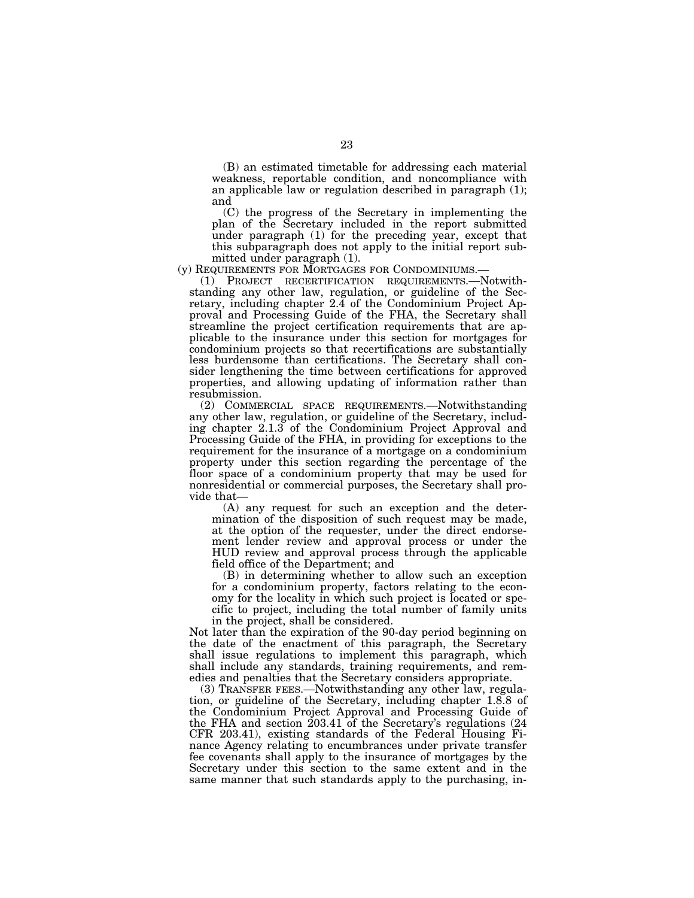(B) an estimated timetable for addressing each material weakness, reportable condition, and noncompliance with an applicable law or regulation described in paragraph (1); and

(C) the progress of the Secretary in implementing the plan of the Secretary included in the report submitted under paragraph (1) for the preceding year, except that this subparagraph does not apply to the initial report submitted under paragraph (1).

(y) REQUIREMENTS FOR MORTGAGES FOR CONDOMINIUMS.—

(1) PROJECT RECERTIFICATION REQUIREMENTS.—Notwithstanding any other law, regulation, or guideline of the Secretary, including chapter 2.4 of the Condominium Project Approval and Processing Guide of the FHA, the Secretary shall streamline the project certification requirements that are applicable to the insurance under this section for mortgages for condominium projects so that recertifications are substantially less burdensome than certifications. The Secretary shall consider lengthening the time between certifications for approved properties, and allowing updating of information rather than resubmission.

(2) COMMERCIAL SPACE REQUIREMENTS.—Notwithstanding any other law, regulation, or guideline of the Secretary, including chapter 2.1.3 of the Condominium Project Approval and Processing Guide of the FHA, in providing for exceptions to the requirement for the insurance of a mortgage on a condominium property under this section regarding the percentage of the floor space of a condominium property that may be used for nonresidential or commercial purposes, the Secretary shall provide that—

(A) any request for such an exception and the determination of the disposition of such request may be made, at the option of the requester, under the direct endorsement lender review and approval process or under the HUD review and approval process through the applicable field office of the Department; and

(B) in determining whether to allow such an exception for a condominium property, factors relating to the economy for the locality in which such project is located or specific to project, including the total number of family units in the project, shall be considered.

Not later than the expiration of the 90-day period beginning on the date of the enactment of this paragraph, the Secretary shall issue regulations to implement this paragraph, which shall include any standards, training requirements, and remedies and penalties that the Secretary considers appropriate.

(3) TRANSFER FEES.—Notwithstanding any other law, regulation, or guideline of the Secretary, including chapter 1.8.8 of the Condominium Project Approval and Processing Guide of the FHA and section 203.41 of the Secretary's regulations (24 CFR 203.41), existing standards of the Federal Housing Finance Agency relating to encumbrances under private transfer fee covenants shall apply to the insurance of mortgages by the Secretary under this section to the same extent and in the same manner that such standards apply to the purchasing, in-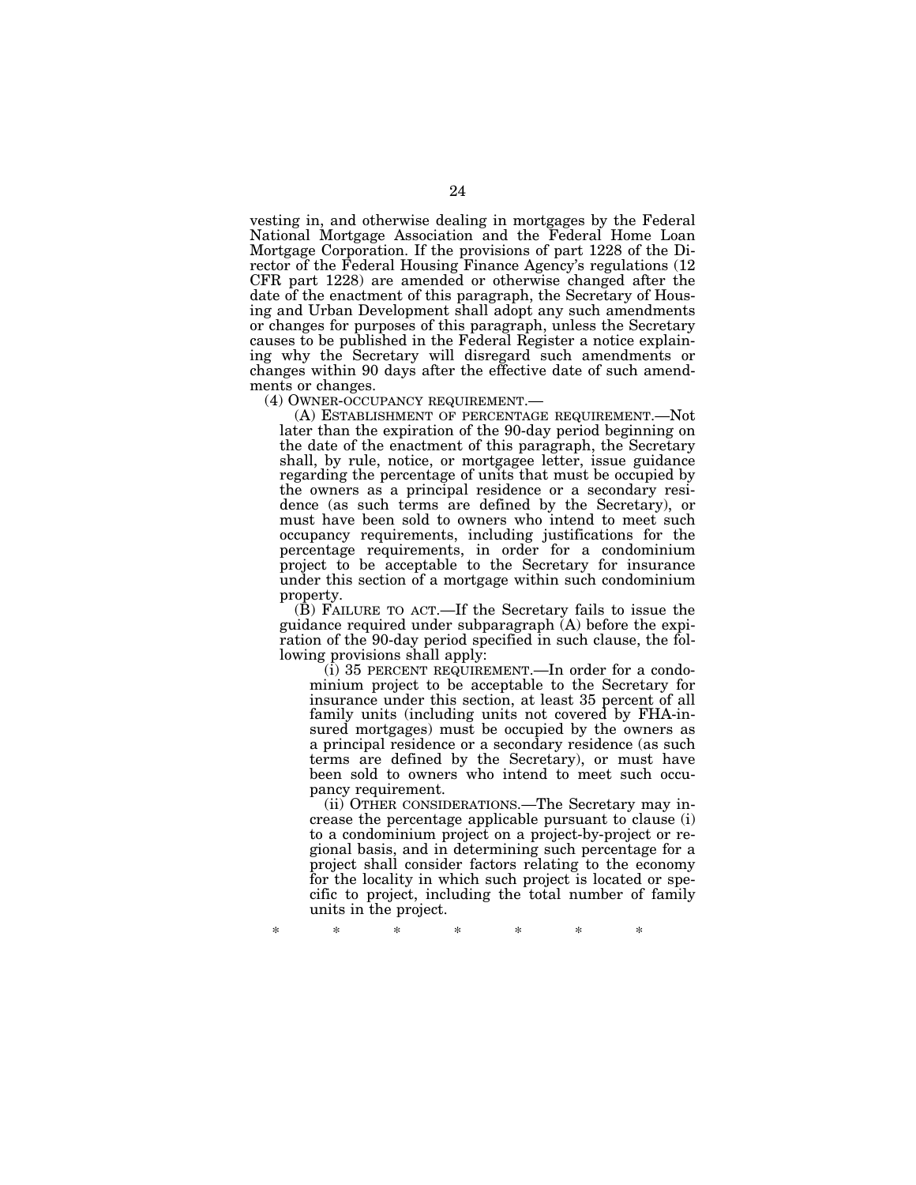vesting in, and otherwise dealing in mortgages by the Federal National Mortgage Association and the Federal Home Loan Mortgage Corporation. If the provisions of part 1228 of the Director of the Federal Housing Finance Agency's regulations (12 CFR part 1228) are amended or otherwise changed after the date of the enactment of this paragraph, the Secretary of Housing and Urban Development shall adopt any such amendments or changes for purposes of this paragraph, unless the Secretary causes to be published in the Federal Register a notice explaining why the Secretary will disregard such amendments or changes within 90 days after the effective date of such amendments or changes.

(4) OWNER-OCCUPANCY REQUIREMENT.—

(A) ESTABLISHMENT OF PERCENTAGE REQUIREMENT.—Not later than the expiration of the 90-day period beginning on the date of the enactment of this paragraph, the Secretary shall, by rule, notice, or mortgagee letter, issue guidance regarding the percentage of units that must be occupied by the owners as a principal residence or a secondary residence (as such terms are defined by the Secretary), or must have been sold to owners who intend to meet such occupancy requirements, including justifications for the percentage requirements, in order for a condominium project to be acceptable to the Secretary for insurance under this section of a mortgage within such condominium property.

(B) FAILURE TO ACT.—If the Secretary fails to issue the guidance required under subparagraph (A) before the expiration of the 90-day period specified in such clause, the following provisions shall apply:

(i) 35 PERCENT REQUIREMENT.—In order for a condominium project to be acceptable to the Secretary for insurance under this section, at least 35 percent of all family units (including units not covered by FHA-insured mortgages) must be occupied by the owners as a principal residence or a secondary residence (as such terms are defined by the Secretary), or must have been sold to owners who intend to meet such occupancy requirement.

(ii) OTHER CONSIDERATIONS.—The Secretary may increase the percentage applicable pursuant to clause (i) to a condominium project on a project-by-project or regional basis, and in determining such percentage for a project shall consider factors relating to the economy for the locality in which such project is located or specific to project, including the total number of family units in the project.

\* \* \* \* \* \* \*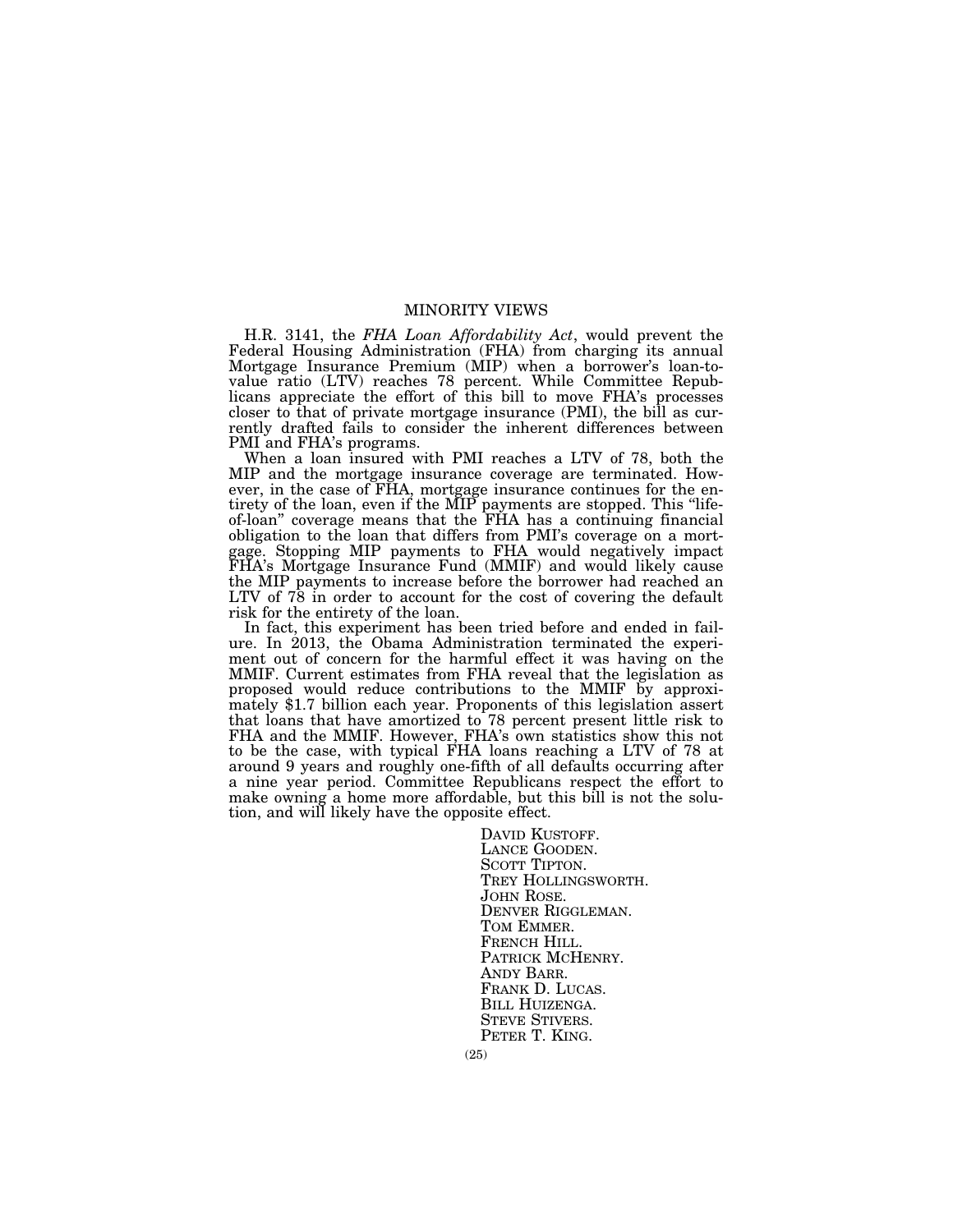## MINORITY VIEWS

H.R. 3141, the *FHA Loan Affordability Act*, would prevent the Federal Housing Administration (FHA) from charging its annual Mortgage Insurance Premium (MIP) when a borrower's loan-to-value ratio (LTV) reaches 78 percent. While Committee Republicans appreciate the effort of this bill to move FHA's processes closer to that of private mortgage insurance (PMI), the bill as currently drafted fails to consider the inherent differences between PMI and FHA's programs.

When a loan insured with PMI reaches a LTV of 78, both the MIP and the mortgage insurance coverage are terminated. However, in the case of FHA, mortgage insurance continues for the entirety of the loan, even if the MIP payments are stopped. This "life-of-loan" coverage means that the FHA has a continuing financial obligation to the loan that differs from PMI's coverage on a mortgage. Stopping MIP payments to FHA would negatively impact FHA's Mortgage Insurance Fund (MMIF) and would likely cause the MIP payments to increase before the borrower had reached an LTV of 78 in order to account for the cost of covering the default risk for the entirety of the loan.

In fact, this experiment has been tried before and ended in failure. In 2013, the Obama Administration terminated the experiment out of concern for the harmful effect it was having on the MMIF. Current estimates from FHA reveal that the legislation as proposed would reduce contributions to the MMIF by approximately $1.7 billion each year. Proponents of this legislation assert that loans that have amortized to 78 percent present little risk to FHA and the MMIF. However, FHA's own statistics show this not to be the case, with typical FHA loans reaching a LTV of 78 at around 9 years and roughly one-fifth of all defaults occurring after a nine year period. Committee Republicans respect the effort to make owning a home more affordable, but this bill is not the solution, and will likely have the opposite effect.

DAVID KUSTOFF.
LANCE GOODEN.
SCOTT TIPTON.
TREY HOLLINGSWORTH.
JOHN ROSE.
DENVER RIGGLEMAN.
TOM EMMER.
FRENCH HILL.
PATRICK MCHENRY.
ANDY BARR.
FRANK D. LUCAS.
BILL HUIZENGA.
STEVE STIVERS.
PETER T. KING.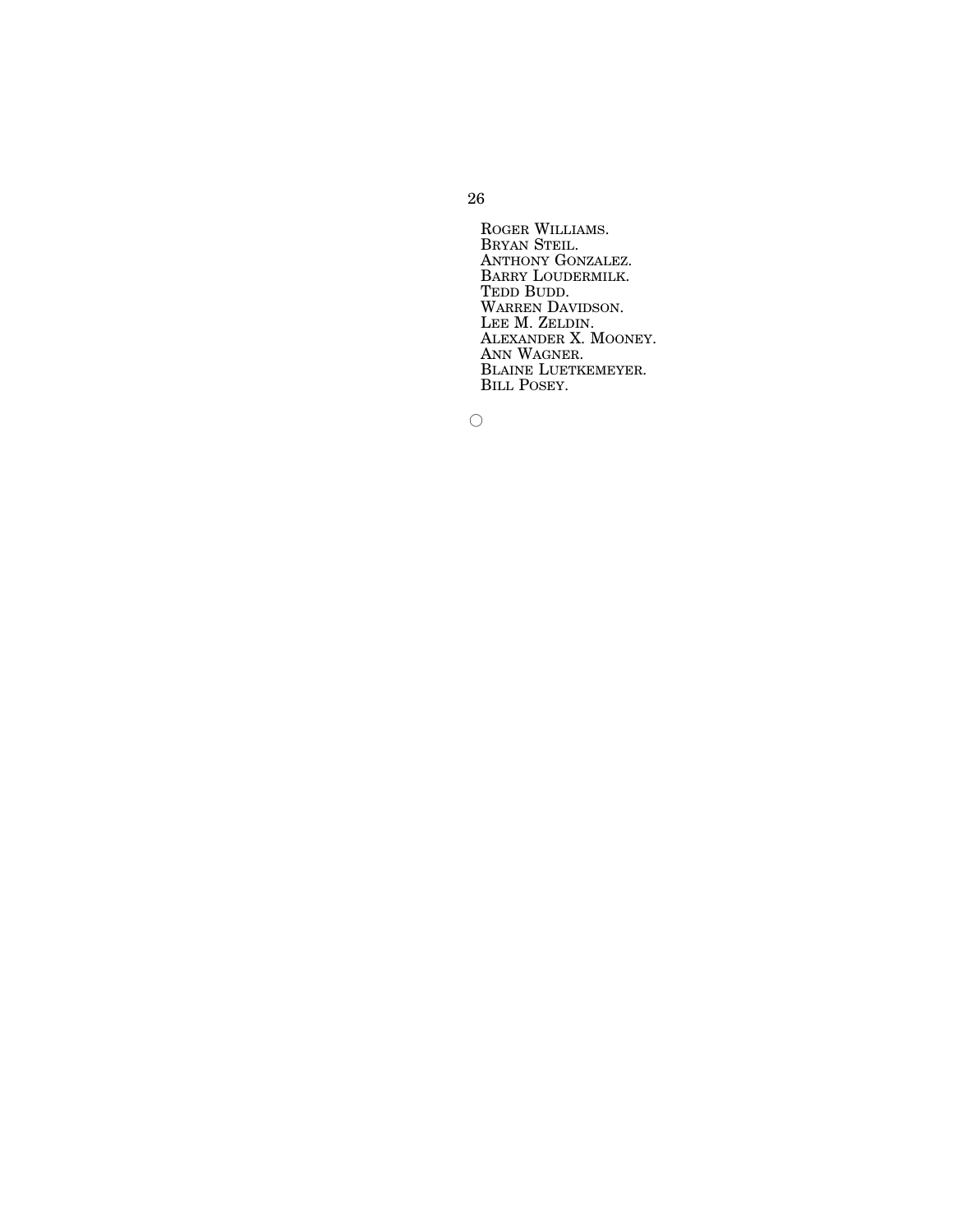ROGER WILLIAMS.
BRYAN STEIL.
ANTHONY GONZALEZ.
BARRY LOUDERMILK.
TEDD BUDD.
WARREN DAVIDSON.
LEE M. ZELDIN.
ALEXANDER X. MOONEY.
ANN WAGNER.
BLAINE LUETKEMEYER.
BILL POSEY.